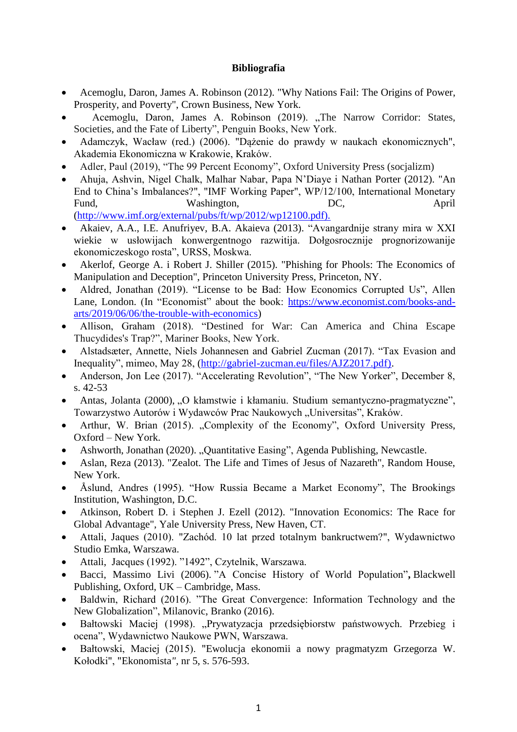**Bibliografia**

- Acemoglu, Daron, James A. Robinson (2012). "Why Nations Fail: The Origins of Power, Prosperity, and Poverty", Crown Business, New York.
- Acemoglu, Daron, James A. Robinson (2019). „The Narrow Corridor: States, Societies, and the Fate of Liberty", Penguin Books, New York.
- Adamczyk, Wacław (red.) (2006). "Dążenie do prawdy w naukach ekonomicznych", Akademia Ekonomiczna w Krakowie, Kraków.
- Adler, Paul (2019), "The 99 Percent Economy", Oxford University Press (socjalizm)
- Ahuja, Ashvin, Nigel Chalk, Malhar Nabar, Papa N'Diaye i Nathan Porter (2012). "An End to China's Imbalances?", "IMF Working Paper", WP/12/100, International Monetary Fund, Washington, DC, April (http://www.imf.org/external/pubs/ft/wp/2012/wp12100.pdf).
- Akaiev, A.A., I.E. Anufriyev, B.A. Akaieva (2013). "Avangardnije strany mira w XXI wiekie w usłowijach konwergentnogo razwitija. Dołgosrocznije prognorizowanije ekonomiczeskogo rosta", URSS, Moskwa.
- Akerlof, George A. i Robert J. Shiller (2015). "Phishing for Phools: The Economics of Manipulation and Deception", Princeton University Press, Princeton, NY.
- Aldred, Jonathan (2019). "License to be Bad: How Economics Corrupted Us", Allen Lane, London. (In "Economist" about the book: https://www.economist.com/books-and-arts/2019/06/06/the-trouble-with-economics)
- Allison, Graham (2018). "Destined for War: Can America and China Escape Thucydides's Trap?", Mariner Books, New York.
- Alstadsæter, Annette, Niels Johannesen and Gabriel Zucman (2017). "Tax Evasion and Inequality", mimeo, May 28, (http://gabriel-zucman.eu/files/AJZ2017.pdf).
- Anderson, Jon Lee (2017). "Accelerating Revolution", "The New Yorker", December 8, s. 42-53
- Antas, Jolanta (2000), „O kłamstwie i kłamaniu. Studium semantyczno-pragmatyczne", Towarzystwo Autorów i Wydawców Prac Naukowych „Universitas", Kraków.
- Arthur, W. Brian (2015). „Complexity of the Economy", Oxford University Press, Oxford – New York.
- Ashworth, Jonathan (2020). „Quantitative Easing", Agenda Publishing, Newcastle.
- Aslan, Reza (2013). "Zealot. The Life and Times of Jesus of Nazareth", Random House, New York.
- Åslund, Andres (1995). "How Russia Became a Market Economy", The Brookings Institution, Washington, D.C.
- Atkinson, Robert D. i Stephen J. Ezell (2012). "Innovation Economics: The Race for Global Advantage", Yale University Press, New Haven, CT.
- Attali, Jaques (2010). "Zachód. 10 lat przed totalnym bankructwem?", Wydawnictwo Studio Emka, Warszawa.
- Attali, Jacques (1992). "1492", Czytelnik, Warszawa.
- Bacci, Massimo Livi (2006). "A Concise History of World Population", Blackwell Publishing, Oxford, UK – Cambridge, Mass.
- Baldwin, Richard (2016). "The Great Convergence: Information Technology and the New Globalization", Milanovic, Branko (2016).
- Bałtowski Maciej (1998). „Prywatyzacja przedsiębiorstw państwowych. Przebieg i ocena", Wydawnictwo Naukowe PWN, Warszawa.
- Bałtowski, Maciej (2015). "Ewolucja ekonomii a nowy pragmatyzm Grzegorza W. Kołodki", "Ekonomista", nr 5, s. 576-593.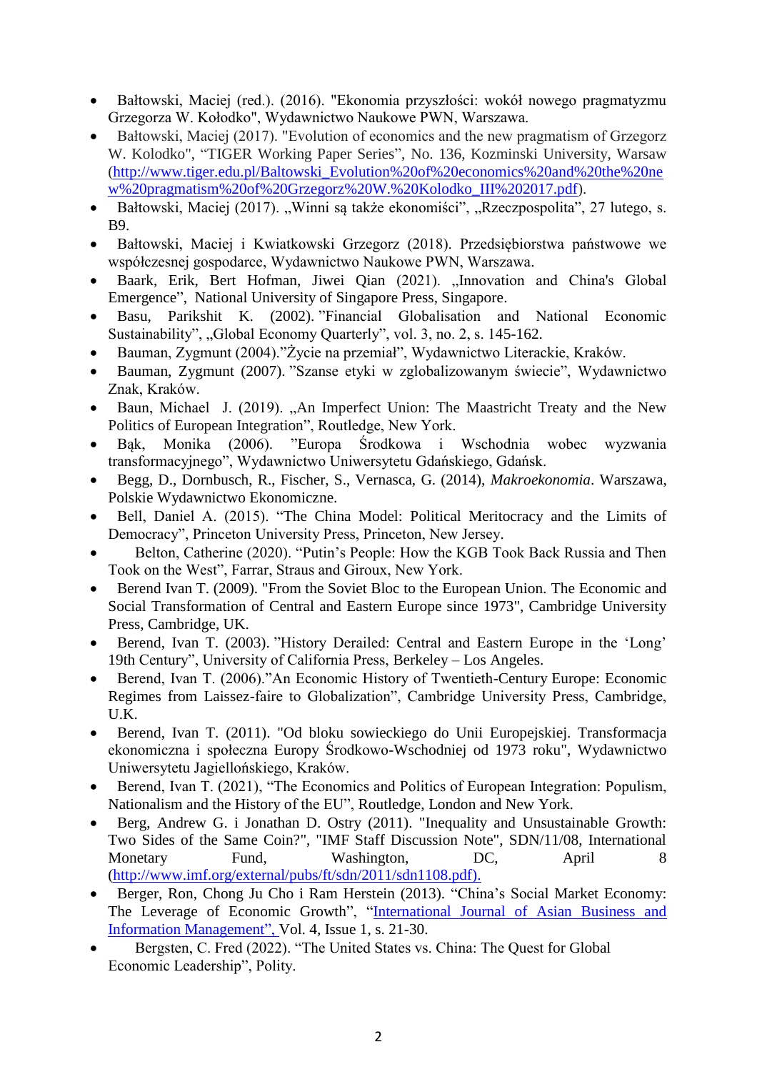- Bałtowski, Maciej (red.). (2016). "Ekonomia przyszłości: wokół nowego pragmatyzmu Grzegorza W. Kołodko", Wydawnictwo Naukowe PWN, Warszawa.
- Bałtowski, Maciej (2017). "Evolution of economics and the new pragmatism of Grzegorz W. Kolodko", "TIGER Working Paper Series", No. 136, Kozminski University, Warsaw (http://www.tiger.edu.pl/Baltowski_Evolution%20of%20economics%20and%20the%20new%20pragmatism%20of%20Grzegorz%20W.%20Kolodko_III%202017.pdf).
- Bałtowski, Maciej (2017). „Winni są także ekonomiści", „Rzeczpospolita", 27 lutego, s. B9.
- Bałtowski, Maciej i Kwiatkowski Grzegorz (2018). Przedsiębiorstwa państwowe we współczesnej gospodarce, Wydawnictwo Naukowe PWN, Warszawa.
- Baark, Erik, Bert Hofman, Jiwei Qian (2021). „Innovation and China's Global Emergence", National University of Singapore Press, Singapore.
- Basu, Parikshit K. (2002). "Financial Globalisation and National Economic Sustainability", „Global Economy Quarterly", vol. 3, no. 2, s. 145-162.
- Bauman, Zygmunt (2004)."Życie na przemiał", Wydawnictwo Literackie, Kraków.
- Bauman, Zygmunt (2007). "Szanse etyki w zglobalizowanym świecie", Wydawnictwo Znak, Kraków.
- Baun, Michael J. (2019). „An Imperfect Union: The Maastricht Treaty and the New Politics of European Integration", Routledge, New York.
- Bąk, Monika (2006). "Europa Środkowa i Wschodnia wobec wyzwania transformacyjnego", Wydawnictwo Uniwersytetu Gdańskiego, Gdańsk.
- Begg, D., Dornbusch, R., Fischer, S., Vernasca, G. (2014), *Makroekonomia*. Warszawa, Polskie Wydawnictwo Ekonomiczne.
- Bell, Daniel A. (2015). "The China Model: Political Meritocracy and the Limits of Democracy", Princeton University Press, Princeton, New Jersey.
- Belton, Catherine (2020). "Putin's People: How the KGB Took Back Russia and Then Took on the West", Farrar, Straus and Giroux, New York.
- Berend Ivan T. (2009). "From the Soviet Bloc to the European Union. The Economic and Social Transformation of Central and Eastern Europe since 1973", Cambridge University Press, Cambridge, UK.
- Berend, Ivan T. (2003). "History Derailed: Central and Eastern Europe in the 'Long' 19th Century", University of California Press, Berkeley – Los Angeles.
- Berend, Ivan T. (2006)."An Economic History of Twentieth-Century Europe: Economic Regimes from Laissez-faire to Globalization", Cambridge University Press, Cambridge, U.K.
- Berend, Ivan T. (2011). "Od bloku sowieckiego do Unii Europejskiej. Transformacja ekonomiczna i społeczna Europy Środkowo-Wschodniej od 1973 roku", Wydawnictwo Uniwersytetu Jagiellońskiego, Kraków.
- Berend, Ivan T. (2021), "The Economics and Politics of European Integration: Populism, Nationalism and the History of the EU", Routledge, London and New York.
- Berg, Andrew G. i Jonathan D. Ostry (2011). "Inequality and Unsustainable Growth: Two Sides of the Same Coin?", "IMF Staff Discussion Note", SDN/11/08, International Monetary Fund, Washington, DC, April 8 (http://www.imf.org/external/pubs/ft/sdn/2011/sdn1108.pdf).
- Berger, Ron, Chong Ju Cho i Ram Herstein (2013). "China's Social Market Economy: The Leverage of Economic Growth", "International Journal of Asian Business and Information Management", Vol. 4, Issue 1, s. 21-30.
- Bergsten, C. Fred (2022). "The United States vs. China: The Quest for Global Economic Leadership", Polity.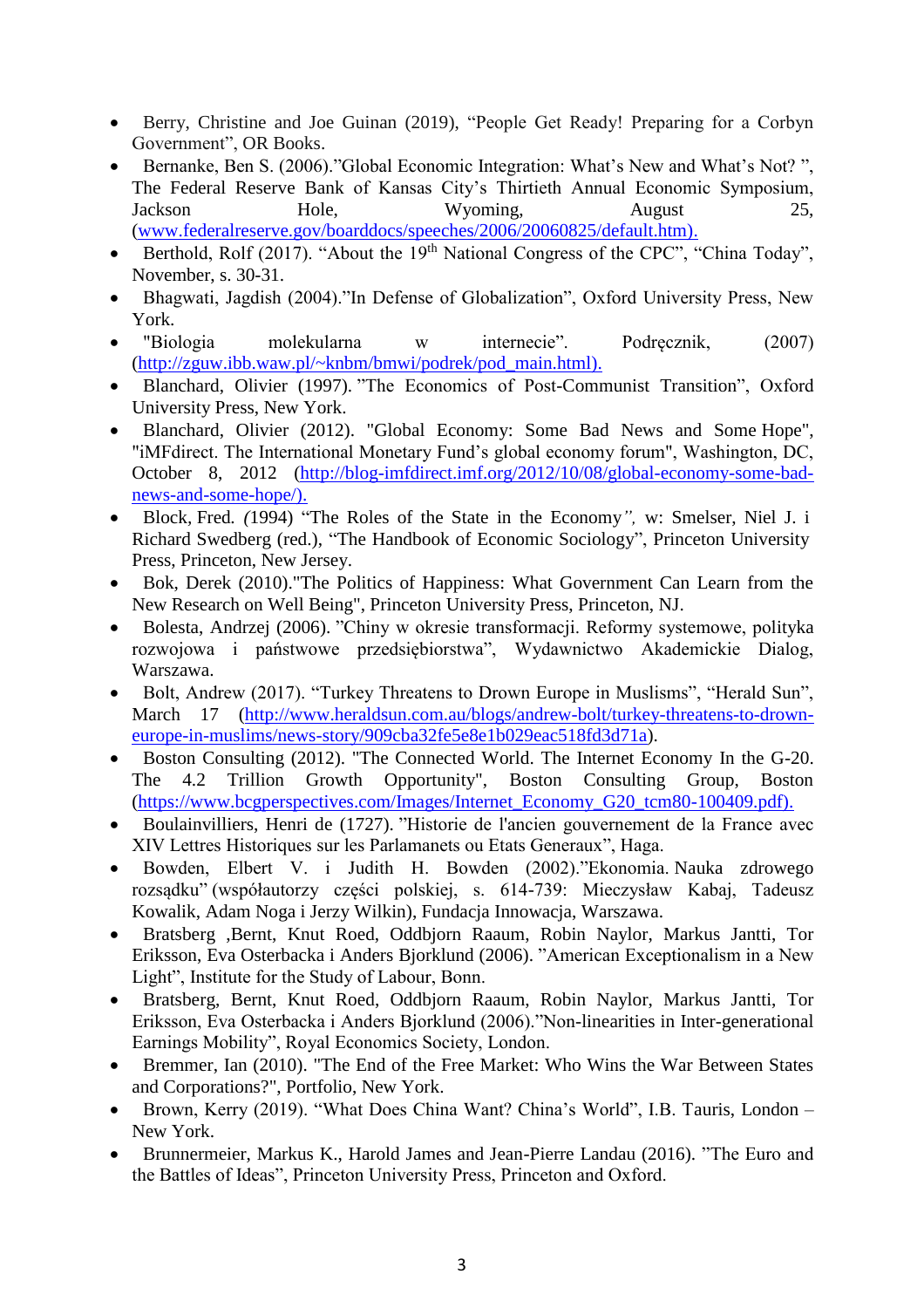- Berry, Christine and Joe Guinan (2019), “People Get Ready! Preparing for a Corbyn Government”, OR Books.
- Bernanke, Ben S. (2006).”Global Economic Integration: What’s New and What’s Not? ”, The Federal Reserve Bank of Kansas City’s Thirtieth Annual Economic Symposium, Jackson Hole, Wyoming, August 25, (www.federalreserve.gov/boarddocs/speeches/2006/20060825/default.htm).
- Berthold, Rolf (2017). “About the 19th National Congress of the CPC”, “China Today”, November, s. 30-31.
- Bhagwati, Jagdish (2004).”In Defense of Globalization”, Oxford University Press, New York.
- "Biologia molekularna w internecie”. Podręcznik, (2007) (http://zguw.ibb.waw.pl/~knbm/bmwi/podrek/pod_main.html).
- Blanchard, Olivier (1997). ”The Economics of Post-Communist Transition”, Oxford University Press, New York.
- Blanchard, Olivier (2012). "Global Economy: Some Bad News and Some Hope", "iMFdirect. The International Monetary Fund’s global economy forum", Washington, DC, October 8, 2012 (http://blog-imfdirect.imf.org/2012/10/08/global-economy-some-bad-news-and-some-hope/).
- Block, Fred. *(*1994) “The Roles of the State in the Economy*”,* w: Smelser, Niel J. i Richard Swedberg (red.), “The Handbook of Economic Sociology”, Princeton University Press, Princeton, New Jersey.
- Bok, Derek (2010)."The Politics of Happiness: What Government Can Learn from the New Research on Well Being", Princeton University Press, Princeton, NJ.
- Bolesta, Andrzej (2006). ”Chiny w okresie transformacji. Reformy systemowe, polityka rozwojowa i państwowe przedsiębiorstwa”, Wydawnictwo Akademickie Dialog, Warszawa.
- Bolt, Andrew (2017). “Turkey Threatens to Drown Europe in Muslisms”, “Herald Sun”, March 17 (http://www.heraldsun.com.au/blogs/andrew-bolt/turkey-threatens-to-drown-europe-in-muslims/news-story/909cba32fe5e8e1b029eac518fd3d71a).
- Boston Consulting (2012). "The Connected World. The Internet Economy In the G-20. The 4.2 Trillion Growth Opportunity", Boston Consulting Group, Boston (https://www.bcgperspectives.com/Images/Internet_Economy_G20_tcm80-100409.pdf).
- Boulainvilliers, Henri de (1727). ”Historie de l'ancien gouvernement de la France avec XIV Lettres Historiques sur les Parlamanets ou Etats Generaux”, Haga.
- Bowden, Elbert V. i Judith H. Bowden (2002).”Ekonomia. Nauka zdrowego rozsądku” (współautorzy części polskiej, s. 614-739: Mieczysław Kabaj, Tadeusz Kowalik, Adam Noga i Jerzy Wilkin), Fundacja Innowacja, Warszawa.
- Bratsberg ,Bernt, Knut Roed, Oddbjorn Raaum, Robin Naylor, Markus Jantti, Tor Eriksson, Eva Osterbacka i Anders Bjorklund (2006). ”American Exceptionalism in a New Light”, Institute for the Study of Labour, Bonn.
- Bratsberg, Bernt, Knut Roed, Oddbjorn Raaum, Robin Naylor, Markus Jantti, Tor Eriksson, Eva Osterbacka i Anders Bjorklund (2006).”Non-linearities in Inter-generational Earnings Mobility”, Royal Economics Society, London.
- Bremmer, Ian (2010). "The End of the Free Market: Who Wins the War Between States and Corporations?", Portfolio, New York.
- Brown, Kerry (2019). “What Does China Want? China’s World”, I.B. Tauris, London – New York.
- Brunnermeier, Markus K., Harold James and Jean-Pierre Landau (2016). ”The Euro and the Battles of Ideas”, Princeton University Press, Princeton and Oxford.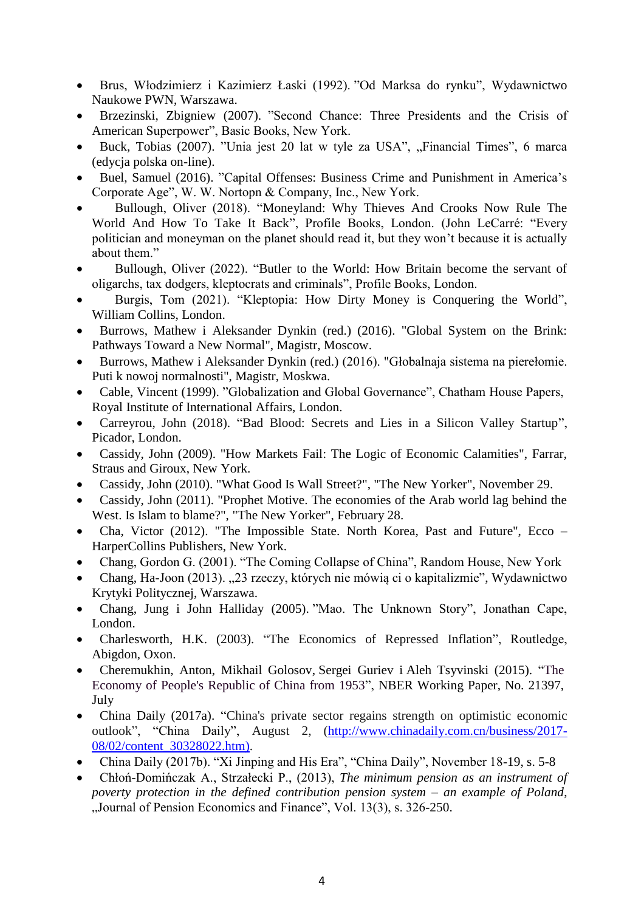- Brus, Włodzimierz i Kazimierz Łaski (1992). ”Od Marksa do rynku”, Wydawnictwo Naukowe PWN, Warszawa.
- Brzezinski, Zbigniew (2007). ”Second Chance: Three Presidents and the Crisis of American Superpower”, Basic Books, New York.
- Buck, Tobias (2007). ”Unia jest 20 lat w tyle za USA”, „Financial Times”, 6 marca (edycja polska on-line).
- Buel, Samuel (2016). ”Capital Offenses: Business Crime and Punishment in America's Corporate Age”, W. W. Nortopn & Company, Inc., New York.
- Bullough, Oliver (2018). “Moneyland: Why Thieves And Crooks Now Rule The World And How To Take It Back”, Profile Books, London. (John LeCarré: “Every politician and moneyman on the planet should read it, but they won't because it is actually about them.”
- Bullough, Oliver (2022). “Butler to the World: How Britain become the servant of oligarchs, tax dodgers, kleptocrats and criminals”, Profile Books, London.
- Burgis, Tom (2021). “Kleptopia: How Dirty Money is Conquering the World”, William Collins, London.
- Burrows, Mathew i Aleksander Dynkin (red.) (2016). "Global System on the Brink: Pathways Toward a New Normal", Magistr, Moscow.
- Burrows, Mathew i Aleksander Dynkin (red.) (2016). "Głobalnaja sistema na pierełomie. Puti k nowoj normalnosti", Magistr, Moskwa.
- Cable, Vincent (1999). ”Globalization and Global Governance”, Chatham House Papers, Royal Institute of International Affairs, London.
- Carreyrou, John (2018). “Bad Blood: Secrets and Lies in a Silicon Valley Startup”, Picador, London.
- Cassidy, John (2009). "How Markets Fail: The Logic of Economic Calamities", Farrar, Straus and Giroux, New York.
- Cassidy, John (2010). "What Good Is Wall Street?", "The New Yorker", November 29.
- Cassidy, John (2011). "Prophet Motive. The economies of the Arab world lag behind the West. Is Islam to blame?", "The New Yorker", February 28.
- Cha, Victor (2012). "The Impossible State. North Korea, Past and Future", Ecco – HarperCollins Publishers, New York.
- Chang, Gordon G. (2001). “The Coming Collapse of China”, Random House, New York
- Chang, Ha-Joon (2013). „23 rzeczy, których nie mówią ci o kapitalizmie”, Wydawnictwo Krytyki Politycznej, Warszawa.
- Chang, Jung i John Halliday (2005). ”Mao. The Unknown Story”, Jonathan Cape, London.
- Charlesworth, H.K. (2003). “The Economics of Repressed Inflation”, Routledge, Abigdon, Oxon.
- Cheremukhin, Anton, Mikhail Golosov, Sergei Guriev i Aleh Tsyvinski (2015). “The Economy of People's Republic of China from 1953”, NBER Working Paper, No. 21397, July
- China Daily (2017a). “China's private sector regains strength on optimistic economic outlook”, “China Daily”, August 2, (http://www.chinadaily.com.cn/business/2017-08/02/content_30328022.htm).
- China Daily (2017b). “Xi Jinping and His Era”, “China Daily”, November 18-19, s. 5-8
- Chłoń-Domińczak A., Strzałecki P., (2013), *The minimum pension as an instrument of poverty protection in the defined contribution pension system – an example of Poland*, „Journal of Pension Economics and Finance”, Vol. 13(3), s. 326-250.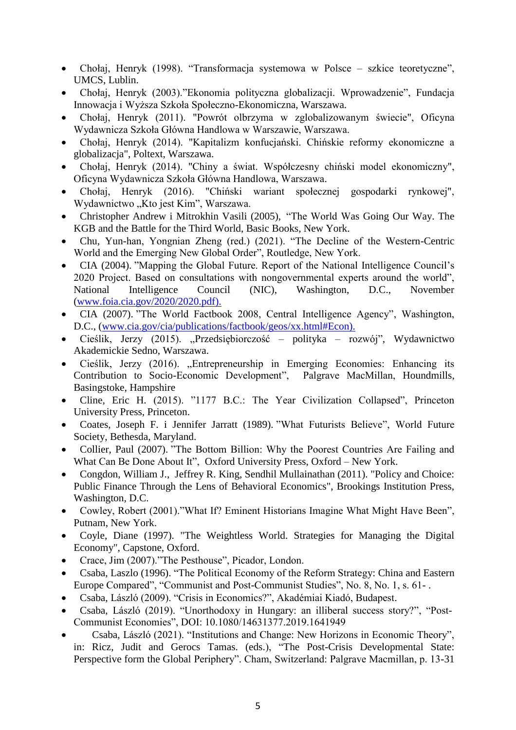- Chołaj, Henryk (1998). "Transformacja systemowa w Polsce – szkice teoretyczne", UMCS, Lublin.
- Chołaj, Henryk (2003)."Ekonomia polityczna globalizacji. Wprowadzenie", Fundacja Innowacja i Wyższa Szkoła Społeczno-Ekonomiczna, Warszawa.
- Chołaj, Henryk (2011). "Powrót olbrzyma w zglobalizowanym świecie", Oficyna Wydawnicza Szkoła Główna Handlowa w Warszawie, Warszawa.
- Chołaj, Henryk (2014). "Kapitalizm konfucjański. Chińskie reformy ekonomiczne a globalizacja", Poltext, Warszawa.
- Chołaj, Henryk (2014). "Chiny a świat. Współczesny chiński model ekonomiczny", Oficyna Wydawnicza Szkoła Główna Handlowa, Warszawa.
- Chołaj, Henryk (2016). "Chiński wariant społecznej gospodarki rynkowej", Wydawnictwo „Kto jest Kim", Warszawa.
- Christopher Andrew i Mitrokhin Vasili (2005), "The World Was Going Our Way. The KGB and the Battle for the Third World, Basic Books, New York.
- Chu, Yun-han, Yongnian Zheng (red.) (2021). "The Decline of the Western-Centric World and the Emerging New Global Order", Routledge, New York.
- CIA (2004). "Mapping the Global Future. Report of the National Intelligence Council's 2020 Project. Based on consultations with nongovernmental experts around the world", National Intelligence Council (NIC), Washington, D.C., November (www.foia.cia.gov/2020/2020.pdf).
- CIA (2007). "The World Factbook 2008, Central Intelligence Agency", Washington, D.C., (www.cia.gov/cia/publications/factbook/geos/xx.html#Econ).
- Cieślik, Jerzy (2015). „Przedsiębiorczość – polityka – rozwój", Wydawnictwo Akademickie Sedno, Warszawa.
- Cieślik, Jerzy (2016). „Entrepreneurship in Emerging Economies: Enhancing its Contribution to Socio-Economic Development", Palgrave MacMillan, Houndmills, Basingstoke, Hampshire
- Cline, Eric H. (2015). "1177 B.C.: The Year Civilization Collapsed", Princeton University Press, Princeton.
- Coates, Joseph F. i Jennifer Jarratt (1989). "What Futurists Believe", World Future Society, Bethesda, Maryland.
- Collier, Paul (2007). "The Bottom Billion: Why the Poorest Countries Are Failing and What Can Be Done About It", Oxford University Press, Oxford – New York.
- Congdon, William J., Jeffrey R. King, Sendhil Mullainathan (2011). "Policy and Choice: Public Finance Through the Lens of Behavioral Economics", Brookings Institution Press, Washington, D.C.
- Cowley, Robert (2001)."What If? Eminent Historians Imagine What Might Have Been", Putnam, New York.
- Coyle, Diane (1997). "The Weightless World. Strategies for Managing the Digital Economy", Capstone, Oxford.
- Crace, Jim (2007)."The Pesthouse", Picador, London.
- Csaba, Laszlo (1996). "The Political Economy of the Reform Strategy: China and Eastern Europe Compared", "Communist and Post-Communist Studies", No. 8, No. 1, s. 61- .
- Csaba, László (2009). "Crisis in Economics?", Akadémiai Kiadó, Budapest.
- Csaba, László (2019). "Unorthodoxy in Hungary: an illiberal success story?", "Post-Communist Economies", DOI: 10.1080/14631377.2019.1641949
- Csaba, László (2021). "Institutions and Change: New Horizons in Economic Theory", in: Ricz, Judit and Gerocs Tamas. (eds.), "The Post-Crisis Developmental State: Perspective form the Global Periphery". Cham, Switzerland: Palgrave Macmillan, p. 13-31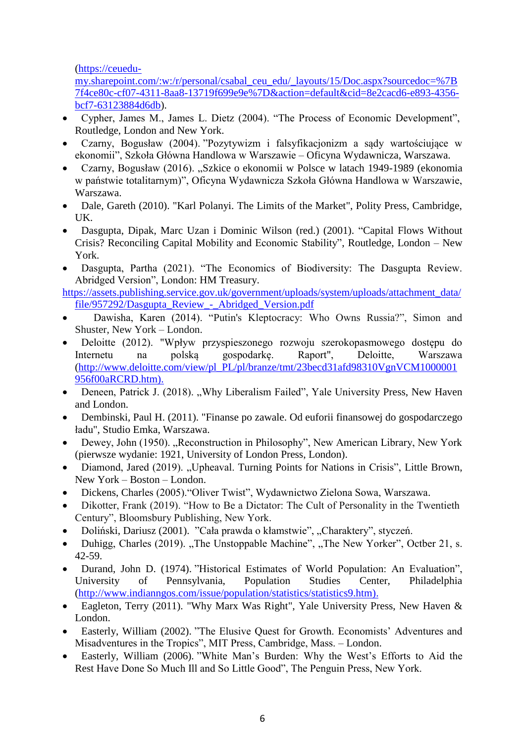(https://ceuedu-my.sharepoint.com/:w:/r/personal/csabal_ceu_edu/_layouts/15/Doc.aspx?sourcedoc=%7B7f4ce80c-cf07-4311-8aa8-13719f699e9e%7D&action=default&cid=8e2cacd6-e893-4356-bcf7-63123884d6db).

- Cypher, James M., James L. Dietz (2004). “The Process of Economic Development”, Routledge, London and New York.
- Czarny, Bogusław (2004). ”Pozytywizm i falsyfikacjonizm a sądy wartościujące w ekonomii”, Szkoła Główna Handlowa w Warszawie – Oficyna Wydawnicza, Warszawa.
- Czarny, Bogusław (2016). „Szkice o ekonomii w Polsce w latach 1949-1989 (ekonomia w państwie totalitarnym)”, Oficyna Wydawnicza Szkoła Główna Handlowa w Warszawie, Warszawa.
- Dale, Gareth (2010). "Karl Polanyi. The Limits of the Market", Polity Press, Cambridge, UK.
- Dasgupta, Dipak, Marc Uzan i Dominic Wilson (red.) (2001). “Capital Flows Without Crisis? Reconciling Capital Mobility and Economic Stability”, Routledge, London – New York.
- Dasgupta, Partha (2021). “The Economics of Biodiversity: The Dasgupta Review. Abridged Version”, London: HM Treasury. https://assets.publishing.service.gov.uk/government/uploads/system/uploads/attachment_data/file/957292/Dasgupta_Review_-_Abridged_Version.pdf
- Dawisha, Karen (2014). “Putin's Kleptocracy: Who Owns Russia?”, Simon and Shuster, New York – London.
- Deloitte (2012). "Wpływ przyspieszonego rozwoju szerokopasmowego dostępu do Internetu na polską gospodarkę. Raport", Deloitte, Warszawa (http://www.deloitte.com/view/pl_PL/pl/branze/tmt/23becd31afd98310VgnVCM1000001956f00aRCRD.htm).
- Deneen, Patrick J. (2018). „Why Liberalism Failed”, Yale University Press, New Haven and London.
- Dembinski, Paul H. (2011). "Finanse po zawale. Od euforii finansowej do gospodarczego ładu", Studio Emka, Warszawa.
- Dewey, John (1950). „Reconstruction in Philosophy”, New American Library, New York (pierwsze wydanie: 1921, University of London Press, London).
- Diamond, Jared (2019). „Upheaval. Turning Points for Nations in Crisis”, Little Brown, New York – Boston – London.
- Dickens, Charles (2005).“Oliver Twist”, Wydawnictwo Zielona Sowa, Warszawa.
- Dikotter, Frank (2019). “How to Be a Dictator: The Cult of Personality in the Twentieth Century”, Bloomsbury Publishing, New York.
- Doliński, Dariusz (2001). ”Cała prawda o kłamstwie", „Charaktery”, styczeń.
- Duhigg, Charles (2019). „The Unstoppable Machine”, „The New Yorker”, Octber 21, s. 42-59.
- Durand, John D. (1974). ”Historical Estimates of World Population: An Evaluation”, University of Pennsylvania, Population Studies Center, Philadelphia (http://www.indianngos.com/issue/population/statistics/statistics9.htm).
- Eagleton, Terry (2011). "Why Marx Was Right", Yale University Press, New Haven & London.
- Easterly, William (2002). ”The Elusive Quest for Growth. Economists' Adventures and Misadventures in the Tropics”, MIT Press, Cambridge, Mass. – London.
- Easterly, William (2006). ”White Man's Burden: Why the West's Efforts to Aid the Rest Have Done So Much Ill and So Little Good”, The Penguin Press, New York.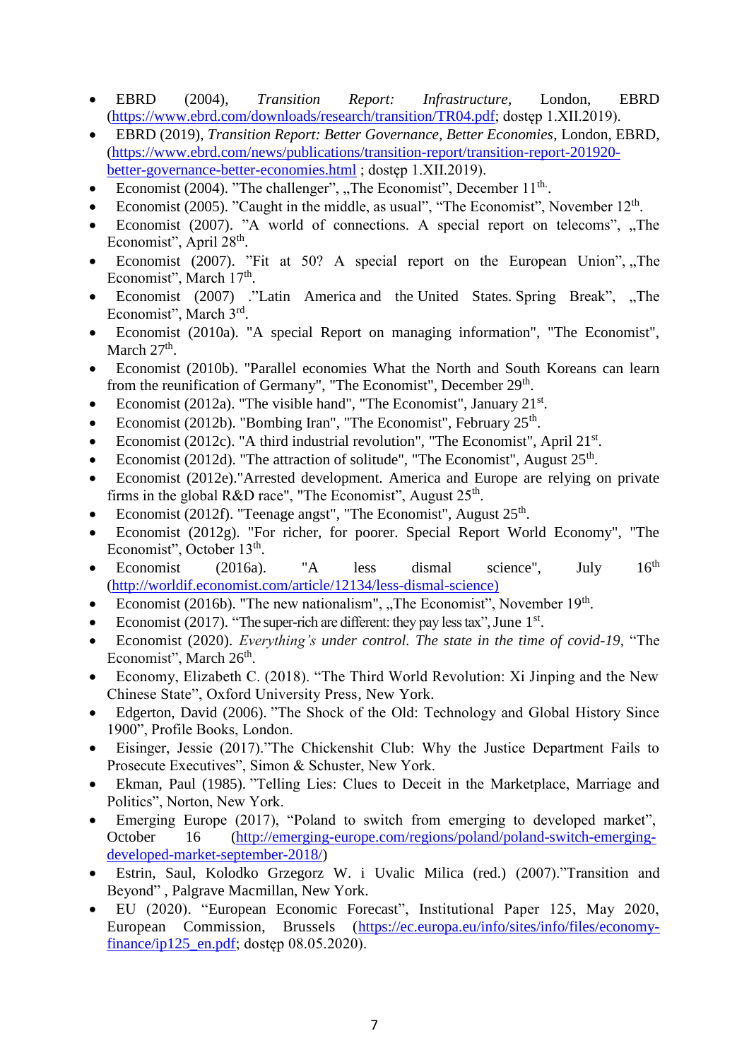- EBRD (2004), *Transition Report: Infrastructure*, London, EBRD (https://www.ebrd.com/downloads/research/transition/TR04.pdf; dostęp 1.XII.2019).
- EBRD (2019), *Transition Report: Better Governance, Better Economies*, London, EBRD, (https://www.ebrd.com/news/publications/transition-report/transition-report-201920-better-governance-better-economies.html ; dostęp 1.XII.2019).
- Economist (2004). "The challenger", „The Economist", December 11th..
- Economist (2005). "Caught in the middle, as usual", "The Economist", November 12th.
- Economist (2007). "A world of connections. A special report on telecoms", „The Economist", April 28th.
- Economist (2007). "Fit at 50? A special report on the European Union", „The Economist", March 17th.
- Economist (2007) ."Latin America and the United States. Spring Break", „The Economist", March 3rd.
- Economist (2010a). "A special Report on managing information", "The Economist", March 27th.
- Economist (2010b). "Parallel economies What the North and South Koreans can learn from the reunification of Germany", "The Economist", December 29th.
- Economist (2012a). "The visible hand", "The Economist", January 21st.
- Economist (2012b). "Bombing Iran", "The Economist", February 25th.
- Economist (2012c). "A third industrial revolution", "The Economist", April 21st.
- Economist (2012d). "The attraction of solitude", "The Economist", August 25th.
- Economist (2012e)."Arrested development. America and Europe are relying on private firms in the global R&D race", "The Economist", August 25th.
- Economist (2012f). "Teenage angst", "The Economist", August 25th.
- Economist (2012g). "For richer, for poorer. Special Report World Economy", "The Economist", October 13th.
- Economist (2016a). "A less dismal science", July 16th (http://worldif.economist.com/article/12134/less-dismal-science)
- Economist (2016b). "The new nationalism", „The Economist", November 19th.
- Economist (2017). "The super-rich are different: they pay less tax", June 1st.
- Economist (2020). *Everything's under control. The state in the time of covid-19*, "The Economist", March 26th.
- Economy, Elizabeth C. (2018). "The Third World Revolution: Xi Jinping and the New Chinese State", Oxford University Press, New York.
- Edgerton, David (2006). "The Shock of the Old: Technology and Global History Since 1900", Profile Books, London.
- Eisinger, Jessie (2017)."The Chickenshit Club: Why the Justice Department Fails to Prosecute Executives", Simon & Schuster, New York.
- Ekman, Paul (1985). "Telling Lies: Clues to Deceit in the Marketplace, Marriage and Politics", Norton, New York.
- Emerging Europe (2017), "Poland to switch from emerging to developed market", October 16 (http://emerging-europe.com/regions/poland/poland-switch-emerging-developed-market-september-2018/)
- Estrin, Saul, Kolodko Grzegorz W. i Uvalic Milica (red.) (2007)."Transition and Beyond" , Palgrave Macmillan, New York.
- EU (2020). "European Economic Forecast", Institutional Paper 125, May 2020, European Commission, Brussels (https://ec.europa.eu/info/sites/info/files/economy-finance/ip125_en.pdf; dostęp 08.05.2020).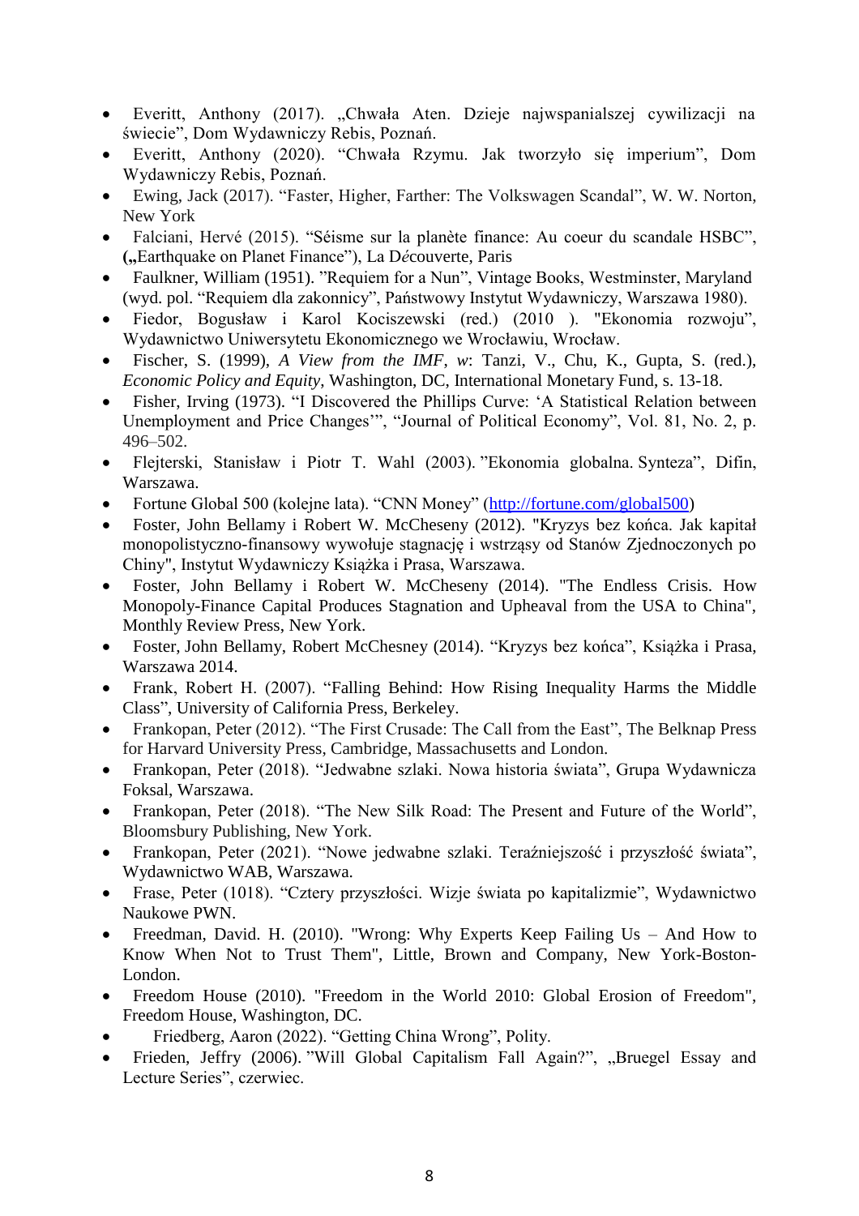- Everitt, Anthony (2017). „Chwała Aten. Dzieje najwspanialszej cywilizacji na świecie", Dom Wydawniczy Rebis, Poznań.
- Everitt, Anthony (2020). "Chwała Rzymu. Jak tworzyło się imperium", Dom Wydawniczy Rebis, Poznań.
- Ewing, Jack (2017). "Faster, Higher, Farther: The Volkswagen Scandal", W. W. Norton, New York
- Falciani, Hervé (2015). "Séisme sur la planète finance: Au coeur du scandale HSBC", **(„**Earthquake on Planet Finance"), La D*é*couverte, Paris
- Faulkner, William (1951). "Requiem for a Nun", Vintage Books, Westminster, Maryland (wyd. pol. "Requiem dla zakonnicy", Państwowy Instytut Wydawniczy, Warszawa 1980).
- Fiedor, Bogusław i Karol Kociszewski (red.) (2010 ). "Ekonomia rozwoju", Wydawnictwo Uniwersytetu Ekonomicznego we Wrocławiu, Wrocław.
- Fischer, S. (1999), *A View from the IMF*, *w*: Tanzi, V., Chu, K., Gupta, S. (red.), *Economic Policy and Equity*, Washington, DC, International Monetary Fund, s. 13-18.
- Fisher, Irving (1973). "I Discovered the Phillips Curve: 'A Statistical Relation between Unemployment and Price Changes'", "Journal of Political Economy", Vol. 81, No. 2, p. 496–502.
- Flejterski, Stanisław i Piotr T. Wahl (2003). "Ekonomia globalna. Synteza", Difin, Warszawa.
- Fortune Global 500 (kolejne lata). "CNN Money" (http://fortune.com/global500)
- Foster, John Bellamy i Robert W. McCheseny (2012). "Kryzys bez końca. Jak kapitał monopolistyczno-finansowy wywołuje stagnację i wstrząsy od Stanów Zjednoczonych po Chiny", Instytut Wydawniczy Książka i Prasa, Warszawa.
- Foster, John Bellamy i Robert W. McCheseny (2014). "The Endless Crisis. How Monopoly-Finance Capital Produces Stagnation and Upheaval from the USA to China", Monthly Review Press, New York.
- Foster, John Bellamy, Robert McChesney (2014). "Kryzys bez końca", Książka i Prasa, Warszawa 2014.
- Frank, Robert H. (2007). "Falling Behind: How Rising Inequality Harms the Middle Class", University of California Press, Berkeley.
- Frankopan, Peter (2012). "The First Crusade: The Call from the East", The Belknap Press for Harvard University Press, Cambridge, Massachusetts and London.
- Frankopan, Peter (2018). "Jedwabne szlaki. Nowa historia świata", Grupa Wydawnicza Foksal, Warszawa.
- Frankopan, Peter (2018). "The New Silk Road: The Present and Future of the World", Bloomsbury Publishing, New York.
- Frankopan, Peter (2021). "Nowe jedwabne szlaki. Teraźniejszość i przyszłość świata", Wydawnictwo WAB, Warszawa.
- Frase, Peter (1018). "Cztery przyszłości. Wizje świata po kapitalizmie", Wydawnictwo Naukowe PWN.
- Freedman, David. H. (2010). "Wrong: Why Experts Keep Failing Us – And How to Know When Not to Trust Them", Little, Brown and Company, New York-Boston-London.
- Freedom House (2010). "Freedom in the World 2010: Global Erosion of Freedom", Freedom House, Washington, DC.
- Friedberg, Aaron (2022). "Getting China Wrong", Polity.
- Frieden, Jeffry (2006). "Will Global Capitalism Fall Again?", „Bruegel Essay and Lecture Series", czerwiec.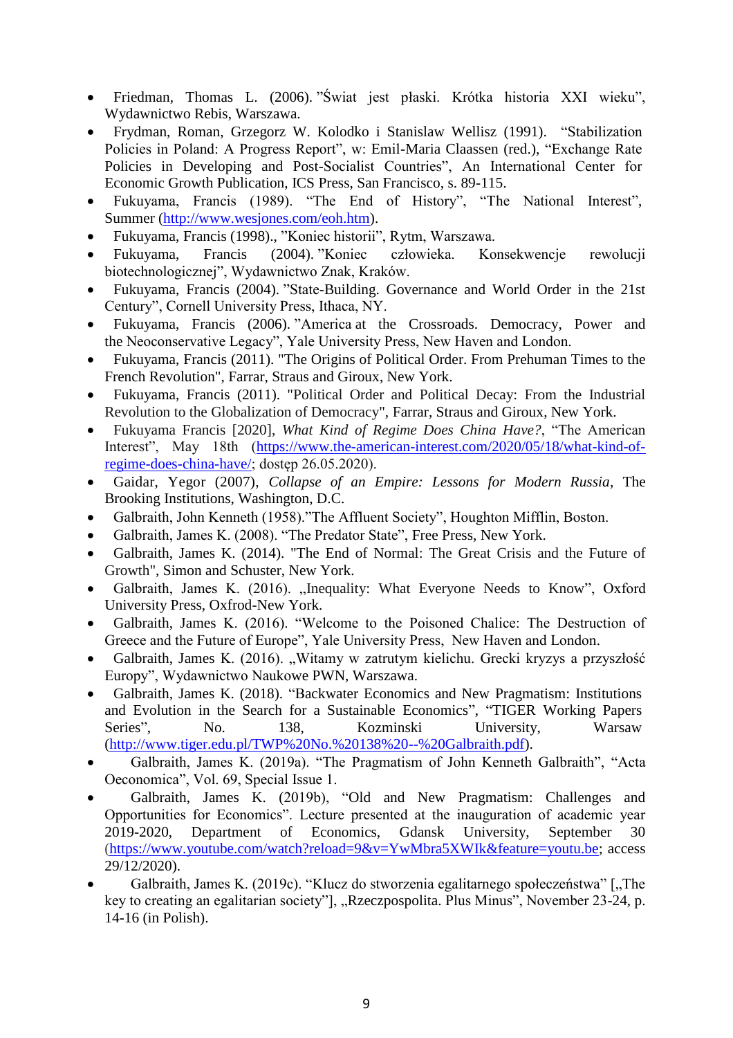- Friedman, Thomas L. (2006). "Świat jest płaski. Krótka historia XXI wieku", Wydawnictwo Rebis, Warszawa.
- Frydman, Roman, Grzegorz W. Kolodko i Stanislaw Wellisz (1991). "Stabilization Policies in Poland: A Progress Report", w: Emil-Maria Claassen (red.), "Exchange Rate Policies in Developing and Post-Socialist Countries", An International Center for Economic Growth Publication, ICS Press, San Francisco, s. 89-115.
- Fukuyama, Francis (1989). "The End of History", "The National Interest", Summer (http://www.wesjones.com/eoh.htm).
- Fukuyama, Francis (1998)., "Koniec historii", Rytm, Warszawa.
- Fukuyama, Francis (2004). "Koniec człowieka. Konsekwencje rewolucji biotechnologicznej", Wydawnictwo Znak, Kraków.
- Fukuyama, Francis (2004). "State-Building. Governance and World Order in the 21st Century", Cornell University Press, Ithaca, NY.
- Fukuyama, Francis (2006). "America at the Crossroads. Democracy, Power and the Neoconservative Legacy", Yale University Press, New Haven and London.
- Fukuyama, Francis (2011). "The Origins of Political Order. From Prehuman Times to the French Revolution", Farrar, Straus and Giroux, New York.
- Fukuyama, Francis (2011). "Political Order and Political Decay: From the Industrial Revolution to the Globalization of Democracy", Farrar, Straus and Giroux, New York.
- Fukuyama Francis [2020], *What Kind of Regime Does China Have?*, "The American Interest", May 18th (https://www.the-american-interest.com/2020/05/18/what-kind-of-regime-does-china-have/; dostęp 26.05.2020).
- Gaidar, Yegor (2007), *Collapse of an Empire: Lessons for Modern Russia*, The Brooking Institutions, Washington, D.C.
- Galbraith, John Kenneth (1958)."The Affluent Society", Houghton Mifflin, Boston.
- Galbraith, James K. (2008). "The Predator State", Free Press, New York.
- Galbraith, James K. (2014). "The End of Normal: The Great Crisis and the Future of Growth", Simon and Schuster, New York.
- Galbraith, James K. (2016). „Inequality: What Everyone Needs to Know", Oxford University Press, Oxfrod-New York.
- Galbraith, James K. (2016). "Welcome to the Poisoned Chalice: The Destruction of Greece and the Future of Europe", Yale University Press, New Haven and London.
- Galbraith, James K. (2016). „Witamy w zatrutym kielichu. Grecki kryzys a przyszłość Europy", Wydawnictwo Naukowe PWN, Warszawa.
- Galbraith, James K. (2018). "Backwater Economics and New Pragmatism: Institutions and Evolution in the Search for a Sustainable Economics", "TIGER Working Papers Series", No. 138, Kozminski University, Warsaw (http://www.tiger.edu.pl/TWP%20No.%20138%20--%20Galbraith.pdf).
- Galbraith, James K. (2019a). "The Pragmatism of John Kenneth Galbraith", "Acta Oeconomica", Vol. 69, Special Issue 1.
- Galbraith, James K. (2019b), "Old and New Pragmatism: Challenges and Opportunities for Economics". Lecture presented at the inauguration of academic year 2019-2020, Department of Economics, Gdansk University, September 30 (https://www.youtube.com/watch?reload=9&v=YwMbra5XWIk&feature=youtu.be; access 29/12/2020).
- Galbraith, James K. (2019c). "Klucz do stworzenia egalitarnego społeczeństwa" [„The key to creating an egalitarian society"], „Rzeczpospolita. Plus Minus", November 23-24, p. 14-16 (in Polish).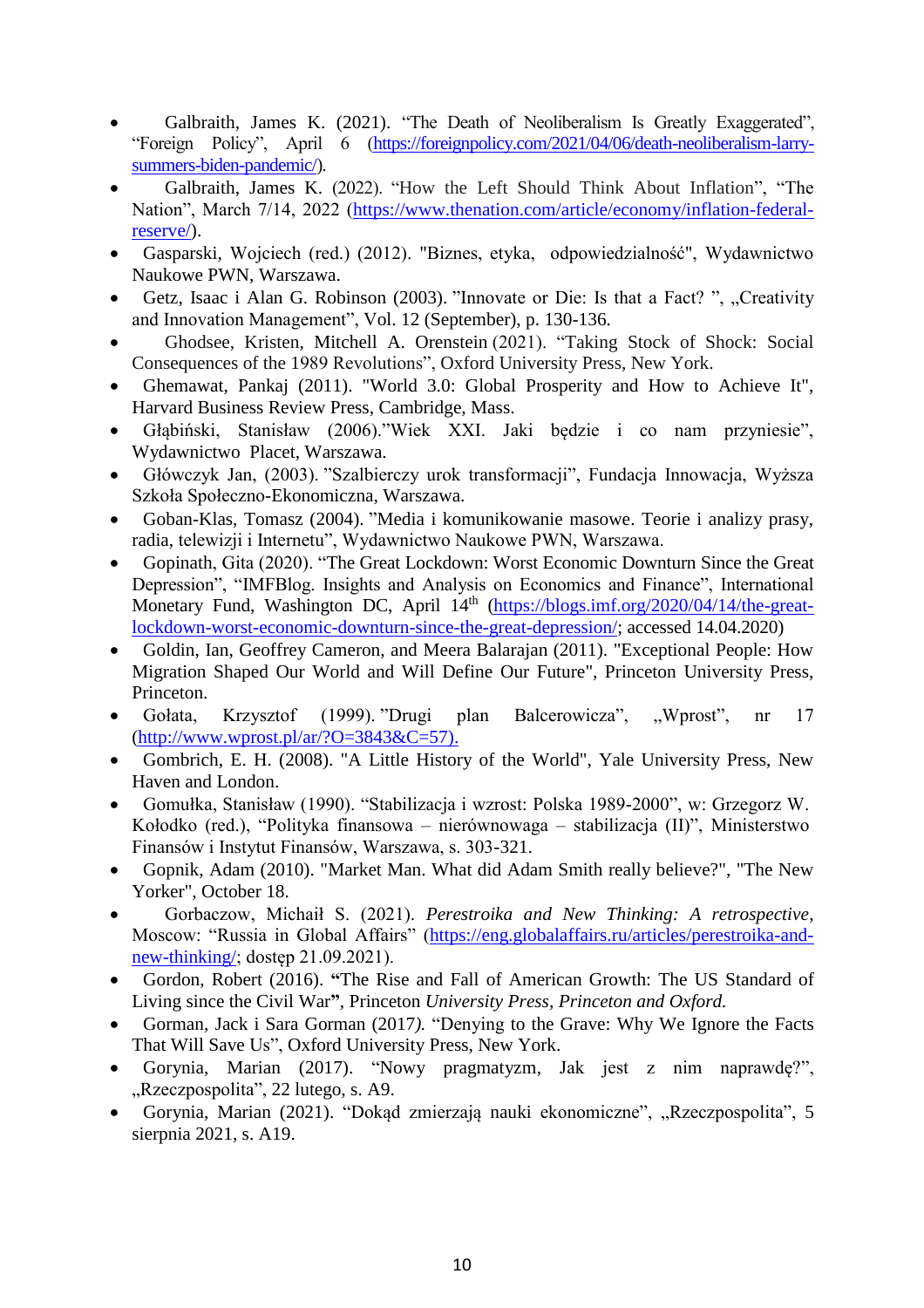- Galbraith, James K. (2021). “The Death of Neoliberalism Is Greatly Exaggerated”, “Foreign Policy”, April 6 (https://foreignpolicy.com/2021/04/06/death-neoliberalism-larry-summers-biden-pandemic/).
- Galbraith, James K. (2022). “How the Left Should Think About Inflation”, “The Nation”, March 7/14, 2022 (https://www.thenation.com/article/economy/inflation-federal-reserve/).
- Gasparski, Wojciech (red.) (2012). "Biznes, etyka, odpowiedzialność", Wydawnictwo Naukowe PWN, Warszawa.
- Getz, Isaac i Alan G. Robinson (2003). ”Innovate or Die: Is that a Fact? ", „Creativity and Innovation Management”, Vol. 12 (September), p. 130-136.
- Ghodsee, Kristen, Mitchell A. Orenstein (2021). “Taking Stock of Shock: Social Consequences of the 1989 Revolutions”, Oxford University Press, New York.
- Ghemawat, Pankaj (2011). "World 3.0: Global Prosperity and How to Achieve It", Harvard Business Review Press, Cambridge, Mass.
- Głąbiński, Stanisław (2006).”Wiek XXI. Jaki będzie i co nam przyniesie”, Wydawnictwo Placet, Warszawa.
- Główczyk Jan, (2003). ”Szalbierczy urok transformacji”, Fundacja Innowacja, Wyższa Szkoła Społeczno-Ekonomiczna, Warszawa.
- Goban-Klas, Tomasz (2004). ”Media i komunikowanie masowe. Teorie i analizy prasy, radia, telewizji i Internetu”, Wydawnictwo Naukowe PWN, Warszawa.
- Gopinath, Gita (2020). “The Great Lockdown: Worst Economic Downturn Since the Great Depression”, “IMFBlog. Insights and Analysis on Economics and Finance”, International Monetary Fund, Washington DC, April 14th (https://blogs.imf.org/2020/04/14/the-great-lockdown-worst-economic-downturn-since-the-great-depression/; accessed 14.04.2020)
- Goldin, Ian, Geoffrey Cameron, and Meera Balarajan (2011). "Exceptional People: How Migration Shaped Our World and Will Define Our Future", Princeton University Press, Princeton.
- Gołata, Krzysztof (1999). ”Drugi plan Balcerowicza”, „Wprost”, nr 17 (http://www.wprost.pl/ar/?O=3843&C=57).
- Gombrich, E. H. (2008). "A Little History of the World", Yale University Press, New Haven and London.
- Gomułka, Stanisław (1990). “Stabilizacja i wzrost: Polska 1989-2000”, w: Grzegorz W. Kołodko (red.), “Polityka finansowa – nierównowaga – stabilizacja (II)”, Ministerstwo Finansów i Instytut Finansów, Warszawa, s. 303-321.
- Gopnik, Adam (2010). "Market Man. What did Adam Smith really believe?", "The New Yorker", October 18.
- Gorbaczow, Michaił S. (2021). *Perestroika and New Thinking: A retrospective*, Moscow: “Russia in Global Affairs” (https://eng.globalaffairs.ru/articles/perestroika-and-new-thinking/; dostęp 21.09.2021).
- Gordon, Robert (2016). **“**The Rise and Fall of American Growth: The US Standard of Living since the Civil War**”**, Princeton *University Press, Princeton and Oxford.*
- Gorman, Jack i Sara Gorman (2017*).* “Denying to the Grave: Why We Ignore the Facts That Will Save Us”, Oxford University Press, New York.
- Gorynia, Marian (2017). “Nowy pragmatyzm, Jak jest z nim naprawdę?”, „Rzeczpospolita”, 22 lutego, s. A9.
- Gorynia, Marian (2021). “Dokąd zmierzają nauki ekonomiczne”, „Rzeczpospolita”, 5 sierpnia 2021, s. A19.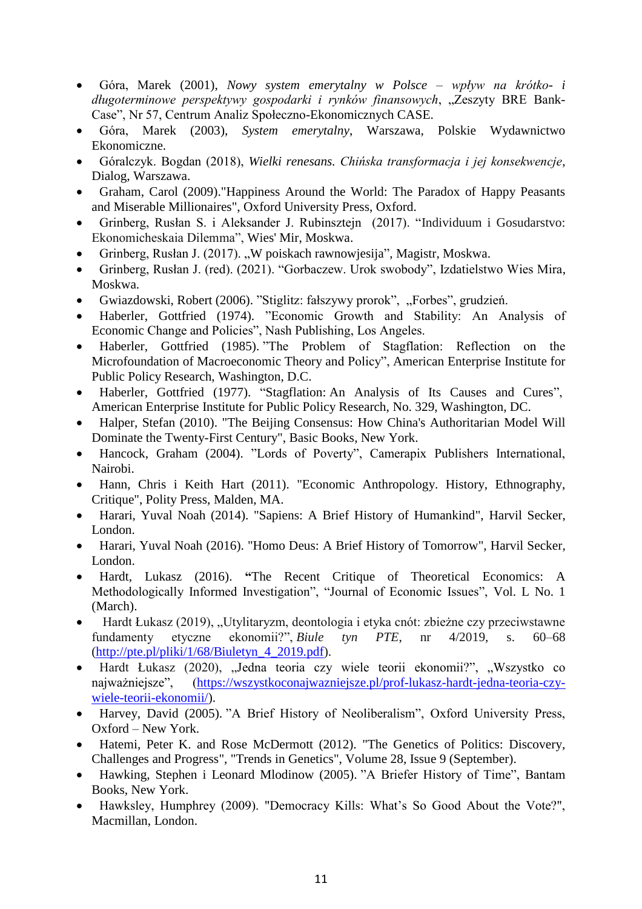- Góra, Marek (2001), *Nowy system emerytalny w Polsce – wpływ na krótko- i długoterminowe perspektywy gospodarki i rynków finansowych*, „Zeszyty BRE Bank-Case", Nr 57, Centrum Analiz Społeczno-Ekonomicznych CASE.
- Góra, Marek (2003), *System emerytalny*, Warszawa, Polskie Wydawnictwo Ekonomiczne.
- Góralczyk. Bogdan (2018), *Wielki renesans. Chińska transformacja i jej konsekwencje*, Dialog, Warszawa.
- Graham, Carol (2009)."Happiness Around the World: The Paradox of Happy Peasants and Miserable Millionaires", Oxford University Press, Oxford.
- Grinberg, Rusłan S. i Aleksander J. Rubinsztejn (2017). "Individuum i Gosudarstvo: Ekonomicheskaia Dilemma", Wies' Mir, Moskwa.
- Grinberg, Rusłan J. (2017). „W poiskach rawnowjesija", Magistr, Moskwa.
- Grinberg, Rusłan J. (red). (2021). "Gorbaczew. Urok swobody", Izdatielstwo Wies Mira, Moskwa.
- Gwiazdowski, Robert (2006). "Stiglitz: fałszywy prorok", „Forbes", grudzień.
- Haberler, Gottfried (1974). "Economic Growth and Stability: An Analysis of Economic Change and Policies", Nash Publishing, Los Angeles.
- Haberler, Gottfried (1985). "The Problem of Stagflation: Reflection on the Microfoundation of Macroeconomic Theory and Policy", American Enterprise Institute for Public Policy Research, Washington, D.C.
- Haberler, Gottfried (1977). "Stagflation: An Analysis of Its Causes and Cures", American Enterprise Institute for Public Policy Research, No. 329, Washington, DC.
- Halper, Stefan (2010). "The Beijing Consensus: How China's Authoritarian Model Will Dominate the Twenty-First Century", Basic Books, New York.
- Hancock, Graham (2004). "Lords of Poverty", Camerapix Publishers International, Nairobi.
- Hann, Chris i Keith Hart (2011). "Economic Anthropology. History, Ethnography, Critique", Polity Press, Malden, MA.
- Harari, Yuval Noah (2014). "Sapiens: A Brief History of Humankind", Harvil Secker, London.
- Harari, Yuval Noah (2016). "Homo Deus: A Brief History of Tomorrow", Harvil Secker, London.
- Hardt, Lukasz (2016). **"**The Recent Critique of Theoretical Economics: A Methodologically Informed Investigation", "Journal of Economic Issues", Vol. L No. 1 (March).
- Hardt Łukasz (2019), „Utylitaryzm, deontologia i etyka cnót: zbieżne czy przeciwstawne fundamenty etyczne ekonomii?", *Biule tyn PTE*, nr 4/2019, s. 60–68 (http://pte.pl/pliki/1/68/Biuletyn_4_2019.pdf).
- Hardt Łukasz (2020), „Jedna teoria czy wiele teorii ekonomii?", „Wszystko co najważniejsze", (https://wszystkoconajwazniejsze.pl/prof-lukasz-hardt-jedna-teoria-czy-wiele-teorii-ekonomii/).
- Harvey, David (2005). "A Brief History of Neoliberalism", Oxford University Press, Oxford – New York.
- Hatemi, Peter K. and Rose McDermott (2012). "The Genetics of Politics: Discovery, Challenges and Progress", "Trends in Genetics", Volume 28, Issue 9 (September).
- Hawking, Stephen i Leonard Mlodinow (2005). "A Briefer History of Time", Bantam Books, New York.
- Hawksley, Humphrey (2009). "Democracy Kills: What's So Good About the Vote?", Macmillan, London.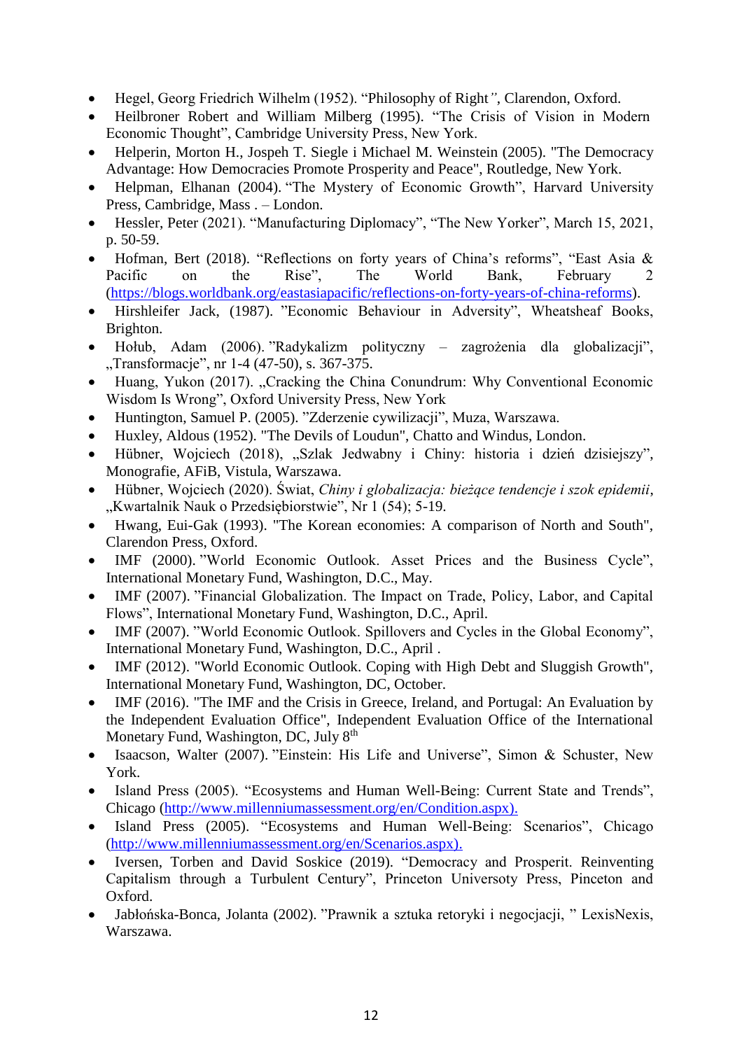- Hegel, Georg Friedrich Wilhelm (1952). “Philosophy of Right”, Clarendon, Oxford.
- Heilbroner Robert and William Milberg (1995). “The Crisis of Vision in Modern Economic Thought”, Cambridge University Press, New York.
- Helperin, Morton H., Jospeh T. Siegle i Michael M. Weinstein (2005). "The Democracy Advantage: How Democracies Promote Prosperity and Peace", Routledge, New York.
- Helpman, Elhanan (2004). “The Mystery of Economic Growth”, Harvard University Press, Cambridge, Mass . – London.
- Hessler, Peter (2021). “Manufacturing Diplomacy”, “The New Yorker”, March 15, 2021, p. 50-59.
- Hofman, Bert (2018). “Reflections on forty years of China’s reforms”, “East Asia & Pacific on the Rise”, The World Bank, February 2 (https://blogs.worldbank.org/eastasiapacific/reflections-on-forty-years-of-china-reforms).
- Hirshleifer Jack, (1987). ”Economic Behaviour in Adversity”, Wheatsheaf Books, Brighton.
- Hołub, Adam (2006). ”Radykalizm polityczny – zagrożenia dla globalizacji”, „Transformacje”, nr 1-4 (47-50), s. 367-375.
- Huang, Yukon (2017). „Cracking the China Conundrum: Why Conventional Economic Wisdom Is Wrong”, Oxford University Press, New York
- Huntington, Samuel P. (2005). ”Zderzenie cywilizacji”, Muza, Warszawa.
- Huxley, Aldous (1952). "The Devils of Loudun", Chatto and Windus, London.
- Hübner, Wojciech (2018), „Szlak Jedwabny i Chiny: historia i dzień dzisiejszy”, Monografie, AFiB, Vistula, Warszawa.
- Hübner, Wojciech (2020). Świat, *Chiny i globalizacja: bieżące tendencje i szok epidemii*, „Kwartalnik Nauk o Przedsiębiorstwie”, Nr 1 (54); 5-19.
- Hwang, Eui-Gak (1993). "The Korean economies: A comparison of North and South", Clarendon Press, Oxford.
- IMF (2000). ”World Economic Outlook. Asset Prices and the Business Cycle”, International Monetary Fund, Washington, D.C., May.
- IMF (2007). ”Financial Globalization. The Impact on Trade, Policy, Labor, and Capital Flows”, International Monetary Fund, Washington, D.C., April.
- IMF (2007). ”World Economic Outlook. Spillovers and Cycles in the Global Economy”, International Monetary Fund, Washington, D.C., April .
- IMF (2012). "World Economic Outlook. Coping with High Debt and Sluggish Growth", International Monetary Fund, Washington, DC, October.
- IMF (2016). "The IMF and the Crisis in Greece, Ireland, and Portugal: An Evaluation by the Independent Evaluation Office", Independent Evaluation Office of the International Monetary Fund, Washington, DC, July 8th
- Isaacson, Walter (2007). ”Einstein: His Life and Universe”, Simon & Schuster, New York.
- Island Press (2005). “Ecosystems and Human Well-Being: Current State and Trends”, Chicago (http://www.millenniumassessment.org/en/Condition.aspx).
- Island Press (2005). “Ecosystems and Human Well-Being: Scenarios”, Chicago (http://www.millenniumassessment.org/en/Scenarios.aspx).
- Iversen, Torben and David Soskice (2019). “Democracy and Prosperit. Reinventing Capitalism through a Turbulent Century”, Princeton Universoty Press, Pinceton and Oxford.
- Jabłońska-Bonca, Jolanta (2002). ”Prawnik a sztuka retoryki i negocjacji, ” LexisNexis, Warszawa.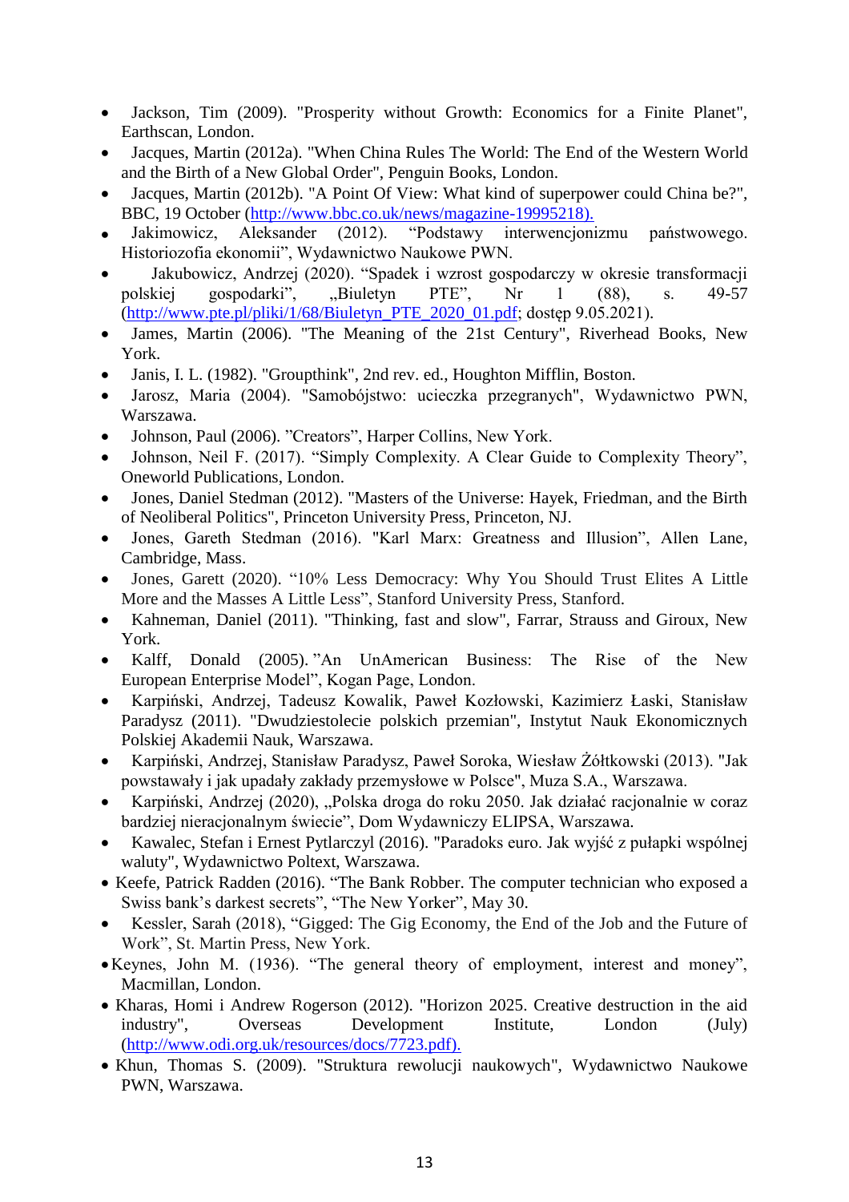- Jackson, Tim (2009). "Prosperity without Growth: Economics for a Finite Planet", Earthscan, London.
- Jacques, Martin (2012a). "When China Rules The World: The End of the Western World and the Birth of a New Global Order", Penguin Books, London.
- Jacques, Martin (2012b). "A Point Of View: What kind of superpower could China be?", BBC, 19 October (http://www.bbc.co.uk/news/magazine-19995218).
- Jakimowicz, Aleksander (2012). "Podstawy interwencjonizmu państwowego. Historiozofia ekonomii", Wydawnictwo Naukowe PWN.
- Jakubowicz, Andrzej (2020). "Spadek i wzrost gospodarczy w okresie transformacji polskiej gospodarki", „Biuletyn PTE", Nr 1 (88), s. 49-57 (http://www.pte.pl/pliki/1/68/Biuletyn_PTE_2020_01.pdf; dostęp 9.05.2021).
- James, Martin (2006). "The Meaning of the 21st Century", Riverhead Books, New York.
- Janis, I. L. (1982). "Groupthink", 2nd rev. ed., Houghton Mifflin, Boston.
- Jarosz, Maria (2004). "Samobójstwo: ucieczka przegranych", Wydawnictwo PWN, Warszawa.
- Johnson, Paul (2006). "Creators", Harper Collins, New York.
- Johnson, Neil F. (2017). "Simply Complexity. A Clear Guide to Complexity Theory", Oneworld Publications, London.
- Jones, Daniel Stedman (2012). "Masters of the Universe: Hayek, Friedman, and the Birth of Neoliberal Politics", Princeton University Press, Princeton, NJ.
- Jones, Gareth Stedman (2016). "Karl Marx: Greatness and Illusion", Allen Lane, Cambridge, Mass.
- Jones, Garett (2020). "10% Less Democracy: Why You Should Trust Elites A Little More and the Masses A Little Less", Stanford University Press, Stanford.
- Kahneman, Daniel (2011). "Thinking, fast and slow", Farrar, Strauss and Giroux, New York.
- Kalff, Donald (2005). "An UnAmerican Business: The Rise of the New European Enterprise Model", Kogan Page, London.
- Karpiński, Andrzej, Tadeusz Kowalik, Paweł Kozłowski, Kazimierz Łaski, Stanisław Paradysz (2011). "Dwudziestolecie polskich przemian", Instytut Nauk Ekonomicznych Polskiej Akademii Nauk, Warszawa.
- Karpiński, Andrzej, Stanisław Paradysz, Paweł Soroka, Wiesław Żółtkowski (2013). "Jak powstawały i jak upadały zakłady przemysłowe w Polsce", Muza S.A., Warszawa.
- Karpiński, Andrzej (2020), „Polska droga do roku 2050. Jak działać racjonalnie w coraz bardziej nieracjonalnym świecie", Dom Wydawniczy ELIPSA, Warszawa.
- Kawalec, Stefan i Ernest Pytlarczyk (2016). "Paradoks euro. Jak wyjść z pułapki wspólnej waluty", Wydawnictwo Poltext, Warszawa.
- Keefe, Patrick Radden (2016). "The Bank Robber. The computer technician who exposed a Swiss bank's darkest secrets", "The New Yorker", May 30.
- Kessler, Sarah (2018), "Gigged: The Gig Economy, the End of the Job and the Future of Work", St. Martin Press, New York.
- Keynes, John M. (1936). "The general theory of employment, interest and money", Macmillan, London.
- Kharas, Homi i Andrew Rogerson (2012). "Horizon 2025. Creative destruction in the aid industry", Overseas Development Institute, London (July) (http://www.odi.org.uk/resources/docs/7723.pdf).
- Khun, Thomas S. (2009). "Struktura rewolucji naukowych", Wydawnictwo Naukowe PWN, Warszawa.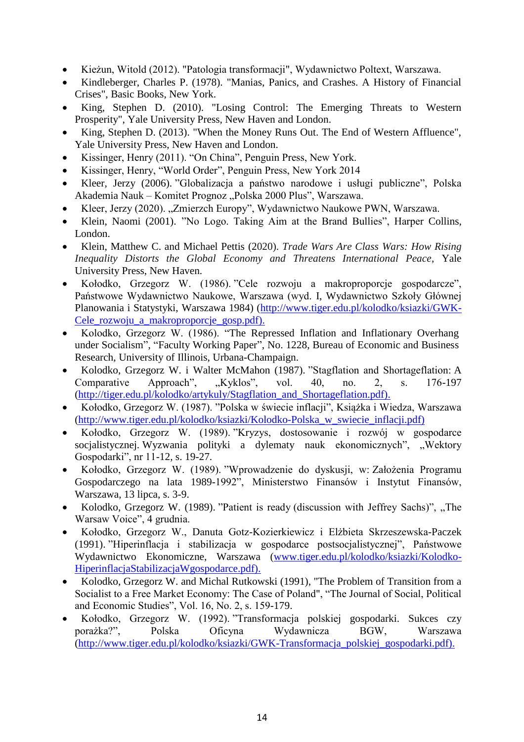- Kieżun, Witold (2012). "Patologia transformacji", Wydawnictwo Poltext, Warszawa.
- Kindleberger, Charles P. (1978). "Manias, Panics, and Crashes. A History of Financial Crises", Basic Books, New York.
- King, Stephen D. (2010). "Losing Control: The Emerging Threats to Western Prosperity", Yale University Press, New Haven and London.
- King, Stephen D. (2013). "When the Money Runs Out. The End of Western Affluence", Yale University Press, New Haven and London.
- Kissinger, Henry (2011). "On China", Penguin Press, New York.
- Kissinger, Henry, "World Order", Penguin Press, New York 2014
- Kleer, Jerzy (2006). "Globalizacja a państwo narodowe i usługi publiczne", Polska Akademia Nauk – Komitet Prognoz „Polska 2000 Plus", Warszawa.
- Kleer, Jerzy (2020). „Zmierzch Europy", Wydawnictwo Naukowe PWN, Warszawa.
- Klein, Naomi (2001). "No Logo. Taking Aim at the Brand Bullies", Harper Collins, London.
- Klein, Matthew C. and Michael Pettis (2020). *Trade Wars Are Class Wars: How Rising Inequality Distorts the Global Economy and Threatens International Peace*, Yale University Press, New Haven.
- Kołodko, Grzegorz W. (1986). "Cele rozwoju a makroproporcje gospodarcze", Państwowe Wydawnictwo Naukowe, Warszawa (wyd. I, Wydawnictwo Szkoły Głównej Planowania i Statystyki, Warszawa 1984) (http://www.tiger.edu.pl/kolodko/ksiazki/GWK-Cele_rozwoju_a_makroproporcje_gosp.pdf).
- Kolodko, Grzegorz W. (1986). "The Repressed Inflation and Inflationary Overhang under Socialism", "Faculty Working Paper", No. 1228, Bureau of Economic and Business Research, University of Illinois, Urbana-Champaign.
- Kolodko, Grzegorz W. i Walter McMahon (1987). "Stagflation and Shortageflation: A Comparative Approach", „Kyklos", vol. 40, no. 2, s. 176-197 (http://tiger.edu.pl/kolodko/artykuly/Stagflation_and_Shortageflation.pdf).
- Kołodko, Grzegorz W. (1987). "Polska w świecie inflacji", Książka i Wiedza, Warszawa (http://www.tiger.edu.pl/kolodko/ksiazki/Kolodko-Polska_w_swiecie_inflacji.pdf)
- Kołodko, Grzegorz W. (1989). "Kryzys, dostosowanie i rozwój w gospodarce socjalistycznej. Wyzwania polityki a dylematy nauk ekonomicznych", „Wektory Gospodarki", nr 11-12, s. 19-27.
- Kołodko, Grzegorz W. (1989). "Wprowadzenie do dyskusji, w: Założenia Programu Gospodarczego na lata 1989-1992", Ministerstwo Finansów i Instytut Finansów, Warszawa, 13 lipca, s. 3-9.
- Kolodko, Grzegorz W. (1989). "Patient is ready (discussion with Jeffrey Sachs)", „The Warsaw Voice", 4 grudnia.
- Kołodko, Grzegorz W., Danuta Gotz-Kozierkiewicz i Elżbieta Skrzeszewska-Paczek (1991). "Hiperinflacja i stabilizacja w gospodarce postsocjalistycznej", Państwowe Wydawnictwo Ekonomiczne, Warszawa (www.tiger.edu.pl/kolodko/ksiazki/Kolodko-HiperinflacjaStabilizacjaWgospodarce.pdf).
- Kolodko, Grzegorz W. and Michal Rutkowski (1991), "The Problem of Transition from a Socialist to a Free Market Economy: The Case of Poland", "The Journal of Social, Political and Economic Studies", Vol. 16, No. 2, s. 159-179.
- Kołodko, Grzegorz W. (1992). "Transformacja polskiej gospodarki. Sukces czy porażka?", Polska Oficyna Wydawnicza BGW, Warszawa (http://www.tiger.edu.pl/kolodko/ksiazki/GWK-Transformacja_polskiej_gospodarki.pdf).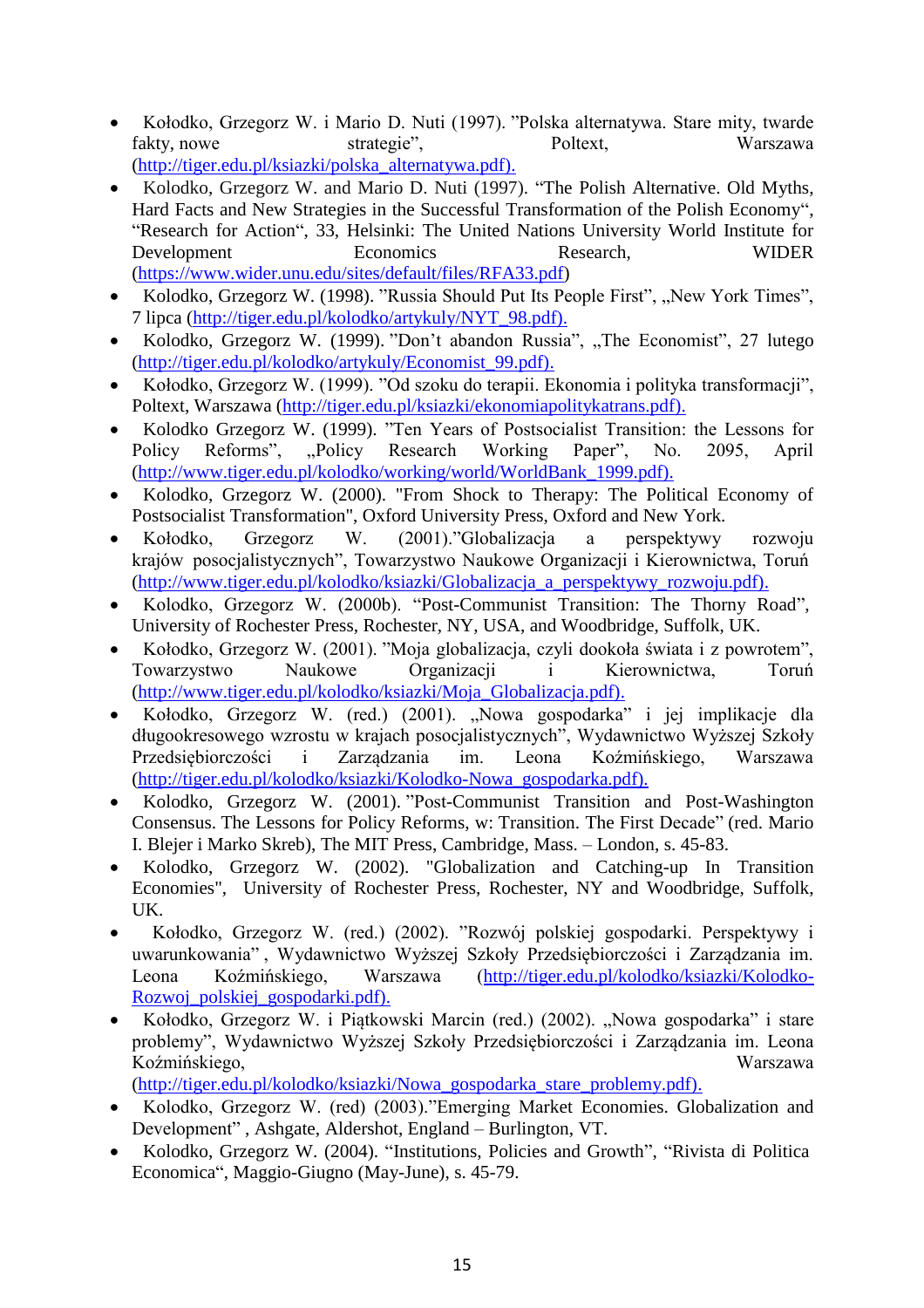- Kołodko, Grzegorz W. i Mario D. Nuti (1997). ”Polska alternatywa. Stare mity, twarde fakty, nowe strategie”, Poltext, Warszawa (http://tiger.edu.pl/ksiazki/polska_alternatywa.pdf).
- Kolodko, Grzegorz W. and Mario D. Nuti (1997). “The Polish Alternative. Old Myths, Hard Facts and New Strategies in the Successful Transformation of the Polish Economy“, “Research for Action“, 33, Helsinki: The United Nations University World Institute for Development Economics Research, WIDER (https://www.wider.unu.edu/sites/default/files/RFA33.pdf)
- Kolodko, Grzegorz W. (1998). ”Russia Should Put Its People First”, „New York Times”, 7 lipca (http://tiger.edu.pl/kolodko/artykuly/NYT_98.pdf).
- Kolodko, Grzegorz W. (1999). ”Don’t abandon Russia”, „The Economist”, 27 lutego (http://tiger.edu.pl/kolodko/artykuly/Economist_99.pdf).
- Kołodko, Grzegorz W. (1999). ”Od szoku do terapii. Ekonomia i polityka transformacji”, Poltext, Warszawa (http://tiger.edu.pl/ksiazki/ekonomiapolitykatrans.pdf).
- Kolodko Grzegorz W. (1999). ”Ten Years of Postsocialist Transition: the Lessons for Policy Reforms”, „Policy Research Working Paper”, No. 2095, April (http://www.tiger.edu.pl/kolodko/working/world/WorldBank_1999.pdf).
- Kolodko, Grzegorz W. (2000). "From Shock to Therapy: The Political Economy of Postsocialist Transformation", Oxford University Press, Oxford and New York.
- Kołodko, Grzegorz W. (2001).”Globalizacja a perspektywy rozwoju krajów posocjalistycznych”, Towarzystwo Naukowe Organizacji i Kierownictwa, Toruń (http://www.tiger.edu.pl/kolodko/ksiazki/Globalizacja_a_perspektywy_rozwoju.pdf).
- Kolodko, Grzegorz W. (2000b). “Post-Communist Transition: The Thorny Road”, University of Rochester Press, Rochester, NY, USA, and Woodbridge, Suffolk, UK.
- Kołodko, Grzegorz W. (2001). ”Moja globalizacja, czyli dookoła świata i z powrotem”, Towarzystwo Naukowe Organizacji i Kierownictwa, Toruń (http://www.tiger.edu.pl/kolodko/ksiazki/Moja_Globalizacja.pdf).
- Kołodko, Grzegorz W. (red.) (2001). „Nowa gospodarka” i jej implikacje dla długookresowego wzrostu w krajach posocjalistycznych”, Wydawnictwo Wyższej Szkoły Przedsiębiorczości i Zarządzania im. Leona Koźmińskiego, Warszawa (http://tiger.edu.pl/kolodko/ksiazki/Kolodko-Nowa_gospodarka.pdf).
- Kolodko, Grzegorz W. (2001). ”Post-Communist Transition and Post-Washington Consensus. The Lessons for Policy Reforms, w: Transition. The First Decade” (red. Mario I. Blejer i Marko Skreb), The MIT Press, Cambridge, Mass. – London, s. 45-83.
- Kolodko, Grzegorz W. (2002). "Globalization and Catching-up In Transition Economies", University of Rochester Press, Rochester, NY and Woodbridge, Suffolk, UK.
- Kołodko, Grzegorz W. (red.) (2002). ”Rozwój polskiej gospodarki. Perspektywy i uwarunkowania” , Wydawnictwo Wyższej Szkoły Przedsiębiorczości i Zarządzania im. Leona Koźmińskiego, Warszawa (http://tiger.edu.pl/kolodko/ksiazki/Kolodko-Rozwoj_polskiej_gospodarki.pdf).
- Kołodko, Grzegorz W. i Piątkowski Marcin (red.) (2002). „Nowa gospodarka” i stare problemy”, Wydawnictwo Wyższej Szkoły Przedsiębiorczości i Zarządzania im. Leona Koźmińskiego, Warszawa (http://tiger.edu.pl/kolodko/ksiazki/Nowa_gospodarka_stare_problemy.pdf).
- Kolodko, Grzegorz W. (red) (2003).”Emerging Market Economies. Globalization and Development” , Ashgate, Aldershot, England – Burlington, VT.
- Kolodko, Grzegorz W. (2004). “Institutions, Policies and Growth”, “Rivista di Politica Economica“, Maggio-Giugno (May-June), s. 45-79.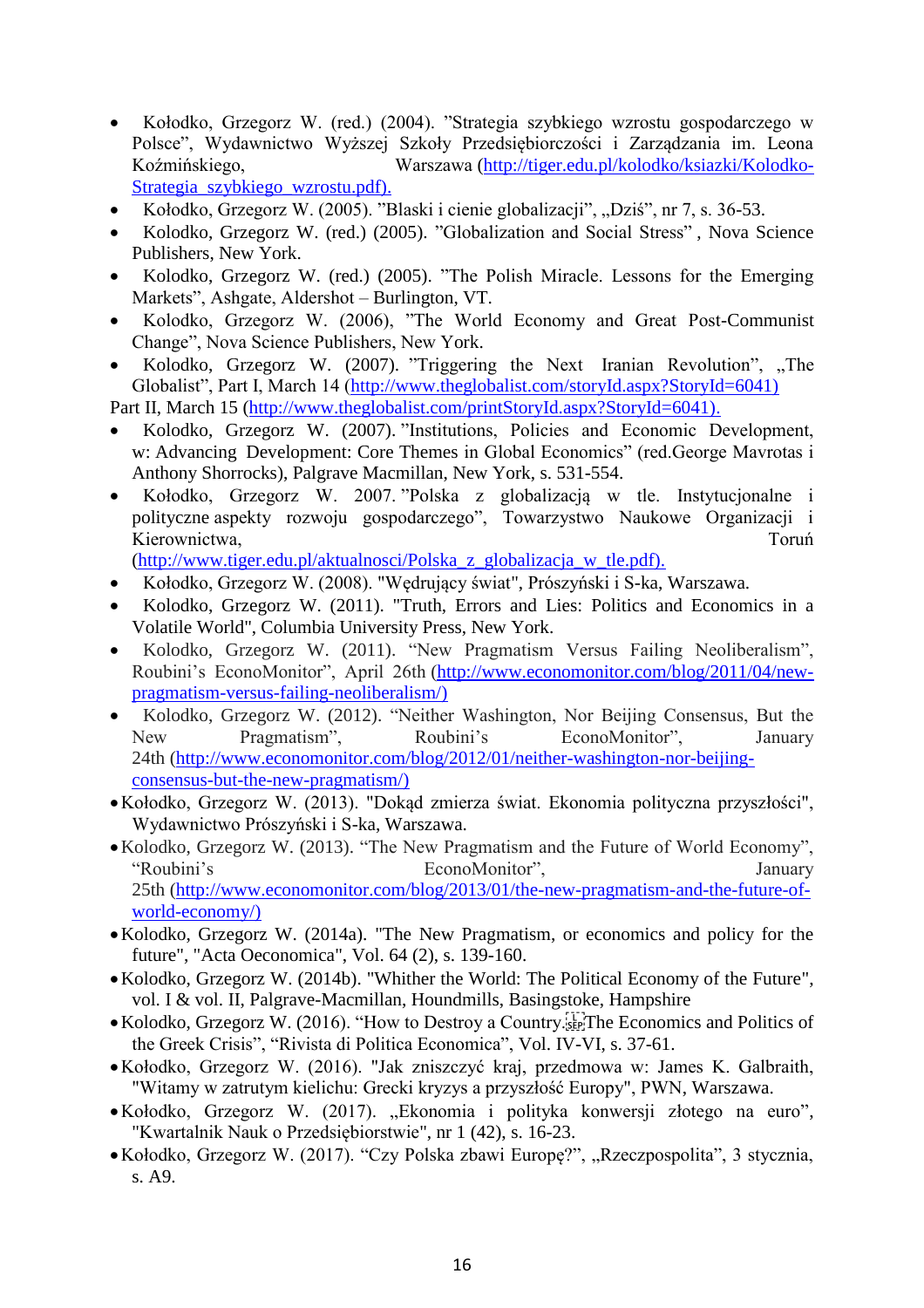- Kołodko, Grzegorz W. (red.) (2004). "Strategia szybkiego wzrostu gospodarczego w Polsce", Wydawnictwo Wyższej Szkoły Przedsiębiorczości i Zarządzania im. Leona Koźmińskiego, Warszawa (http://tiger.edu.pl/kolodko/ksiazki/Kolodko-Strategia_szybkiego_wzrostu.pdf).
- Kołodko, Grzegorz W. (2005). "Blaski i cienie globalizacji", „Dziś", nr 7, s. 36-53.
- Kolodko, Grzegorz W. (red.) (2005). "Globalization and Social Stress" , Nova Science Publishers, New York.
- Kolodko, Grzegorz W. (red.) (2005). "The Polish Miracle. Lessons for the Emerging Markets", Ashgate, Aldershot – Burlington, VT.
- Kolodko, Grzegorz W. (2006), "The World Economy and Great Post-Communist Change", Nova Science Publishers, New York.
- Kolodko, Grzegorz W. (2007). "Triggering the Next Iranian Revolution", „The Globalist", Part I, March 14 (http://www.theglobalist.com/storyId.aspx?StoryId=6041)

Part II, March 15 (http://www.theglobalist.com/printStoryId.aspx?StoryId=6041).

- Kolodko, Grzegorz W. (2007). "Institutions, Policies and Economic Development, w: Advancing Development: Core Themes in Global Economics" (red.George Mavrotas i Anthony Shorrocks), Palgrave Macmillan, New York, s. 531-554.
- Kołodko, Grzegorz W. 2007. "Polska z globalizacją w tle. Instytucjonalne i polityczne aspekty rozwoju gospodarczego", Towarzystwo Naukowe Organizacji i Kierownictwa, Toruń (http://www.tiger.edu.pl/aktualnosci/Polska_z_globalizacja_w_tle.pdf).
- Kołodko, Grzegorz W. (2008). "Wędrujący świat", Prószyński i S-ka, Warszawa.
- Kolodko, Grzegorz W. (2011). "Truth, Errors and Lies: Politics and Economics in a Volatile World", Columbia University Press, New York.
- Kolodko, Grzegorz W. (2011). "New Pragmatism Versus Failing Neoliberalism", Roubini's EconoMonitor", April 26th (http://www.economonitor.com/blog/2011/04/new-pragmatism-versus-failing-neoliberalism/)
- Kolodko, Grzegorz W. (2012). "Neither Washington, Nor Beijing Consensus, But the New Pragmatism", Roubini's EconoMonitor", January 24th (http://www.economonitor.com/blog/2012/01/neither-washington-nor-beijing-consensus-but-the-new-pragmatism/)
- Kołodko, Grzegorz W. (2013). "Dokąd zmierza świat. Ekonomia polityczna przyszłości", Wydawnictwo Prószyński i S-ka, Warszawa.
- Kolodko, Grzegorz W. (2013). "The New Pragmatism and the Future of World Economy", "Roubini's EconoMonitor", January 25th (http://www.economonitor.com/blog/2013/01/the-new-pragmatism-and-the-future-of-world-economy/)
- Kolodko, Grzegorz W. (2014a). "The New Pragmatism, or economics and policy for the future", "Acta Oeconomica", Vol. 64 (2), s. 139-160.
- Kolodko, Grzegorz W. (2014b). "Whither the World: The Political Economy of the Future", vol. I & vol. II, Palgrave-Macmillan, Houndmills, Basingstoke, Hampshire
- Kolodko, Grzegorz W. (2016). "How to Destroy a Country. The Economics and Politics of the Greek Crisis", "Rivista di Politica Economica", Vol. IV-VI, s. 37-61.
- Kołodko, Grzegorz W. (2016). "Jak zniszczyć kraj, przedmowa w: James K. Galbraith, "Witamy w zatrutym kielichu: Grecki kryzys a przyszłość Europy", PWN, Warszawa.
- Kołodko, Grzegorz W. (2017). „Ekonomia i polityka konwersji złotego na euro", "Kwartalnik Nauk o Przedsiębiorstwie", nr 1 (42), s. 16-23.
- Kołodko, Grzegorz W. (2017). "Czy Polska zbawi Europę?", „Rzeczpospolita", 3 stycznia, s. A9.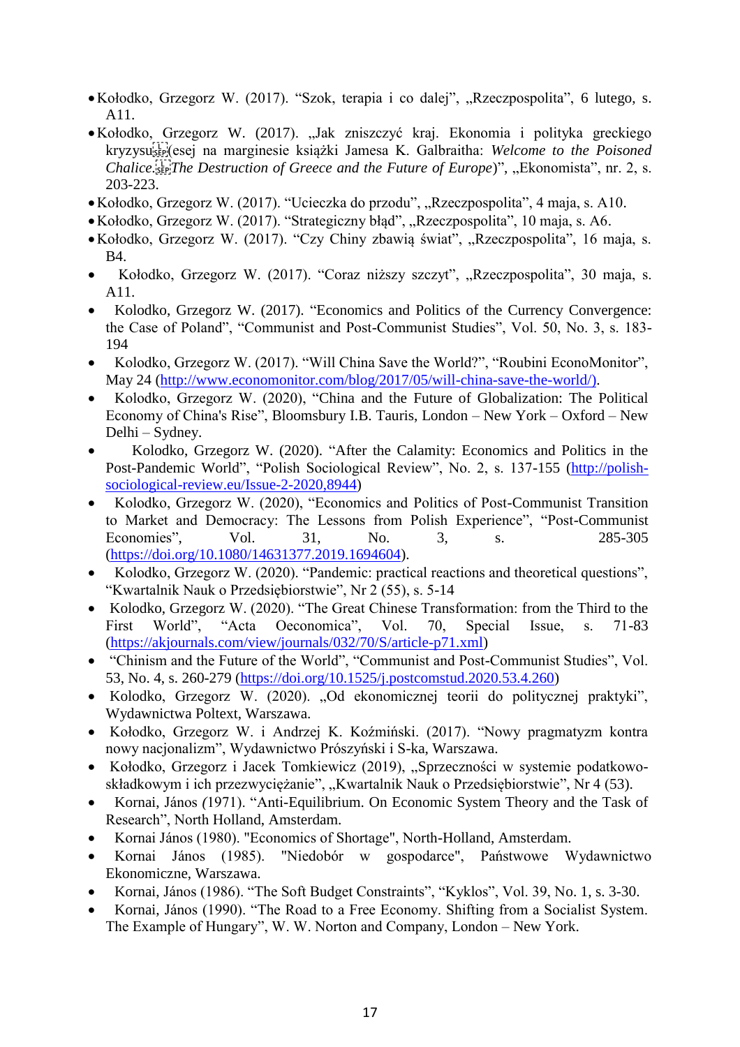- Kołodko, Grzegorz W. (2017). "Szok, terapia i co dalej", „Rzeczpospolita", 6 lutego, s. A11.
- Kołodko, Grzegorz W. (2017). „Jak zniszczyć kraj. Ekonomia i polityka greckiego kryzysu (esej na marginesie książki Jamesa K. Galbraitha: *Welcome to the Poisoned Chalice. The Destruction of Greece and the Future of Europe*)", „Ekonomista", nr. 2, s. 203-223.
- Kołodko, Grzegorz W. (2017). "Ucieczka do przodu", „Rzeczpospolita", 4 maja, s. A10.
- Kołodko, Grzegorz W. (2017). "Strategiczny błąd", „Rzeczpospolita", 10 maja, s. A6.
- Kołodko, Grzegorz W. (2017). "Czy Chiny zbawią świat", „Rzeczpospolita", 16 maja, s. B4.
- Kołodko, Grzegorz W. (2017). "Coraz niższy szczyt", „Rzeczpospolita", 30 maja, s. A11.
- Kolodko, Grzegorz W. (2017). "Economics and Politics of the Currency Convergence: the Case of Poland", "Communist and Post-Communist Studies", Vol. 50, No. 3, s. 183-194
- Kolodko, Grzegorz W. (2017). "Will China Save the World?", "Roubini EconoMonitor", May 24 (http://www.economonitor.com/blog/2017/05/will-china-save-the-world/).
- Kolodko, Grzegorz W. (2020), "China and the Future of Globalization: The Political Economy of China's Rise", Bloomsbury I.B. Tauris, London – New York – Oxford – New Delhi – Sydney.
- Kolodko, Grzegorz W. (2020). "After the Calamity: Economics and Politics in the Post-Pandemic World", "Polish Sociological Review", No. 2, s. 137-155 (http://polish-sociological-review.eu/Issue-2-2020,8944)
- Kolodko, Grzegorz W. (2020), "Economics and Politics of Post-Communist Transition to Market and Democracy: The Lessons from Polish Experience", "Post-Communist Economies", Vol. 31, No. 3, s. 285-305 (https://doi.org/10.1080/14631377.2019.1694604).
- Kolodko, Grzegorz W. (2020). "Pandemic: practical reactions and theoretical questions", "Kwartalnik Nauk o Przedsiębiorstwie", Nr 2 (55), s. 5-14
- Kolodko, Grzegorz W. (2020). "The Great Chinese Transformation: from the Third to the First World", "Acta Oeconomica", Vol. 70, Special Issue, s. 71-83 (https://akjournals.com/view/journals/032/70/S/article-p71.xml)
- "Chinism and the Future of the World", "Communist and Post-Communist Studies", Vol. 53, No. 4, s. 260-279 (https://doi.org/10.1525/j.postcomstud.2020.53.4.260)
- Kolodko, Grzegorz W. (2020). „Od ekonomicznej teorii do politycznej praktyki", Wydawnictwa Poltext, Warszawa.
- Kołodko, Grzegorz W. i Andrzej K. Koźmiński. (2017). "Nowy pragmatyzm kontra nowy nacjonalizm", Wydawnictwo Prószyński i S-ka, Warszawa.
- Kołodko, Grzegorz i Jacek Tomkiewicz (2019), „Sprzeczności w systemie podatkowo-składkowym i ich przezwyciężanie", „Kwartalnik Nauk o Przedsiębiorstwie", Nr 4 (53).
- Kornai, János *(*1971). "Anti-Equilibrium. On Economic System Theory and the Task of Research", North Holland, Amsterdam.
- Kornai János (1980). "Economics of Shortage", North-Holland, Amsterdam.
- Kornai János (1985). "Niedobór w gospodarce", Państwowe Wydawnictwo Ekonomiczne, Warszawa.
- Kornai, János (1986). "The Soft Budget Constraints", "Kyklos", Vol. 39, No. 1, s. 3-30.
- Kornai, János (1990). "The Road to a Free Economy. Shifting from a Socialist System. The Example of Hungary", W. W. Norton and Company, London – New York.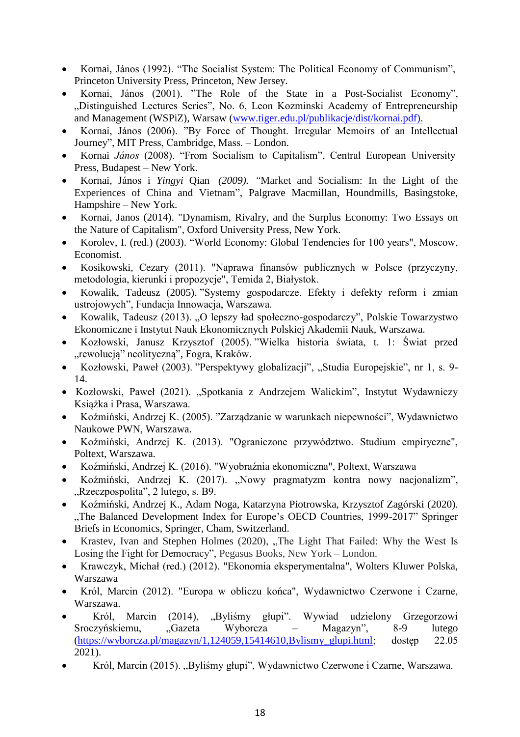- Kornai, János (1992). "The Socialist System: The Political Economy of Communism", Princeton University Press, Princeton, New Jersey.
- Kornai, János (2001). "The Role of the State in a Post-Socialist Economy", „Distinguished Lectures Series", No. 6, Leon Kozminski Academy of Entrepreneurship and Management (WSPiZ), Warsaw (www.tiger.edu.pl/publikacje/dist/kornai.pdf).
- Kornai, János (2006). "By Force of Thought. Irregular Memoirs of an Intellectual Journey", MIT Press, Cambridge, Mass. – London.
- Kornai *János* (2008). "From Socialism to Capitalism", Central European University Press, Budapest – New York.
- Kornai, János i *Yingyi* Qian *(2009). "*Market and Socialism: In the Light of the Experiences of China and Vietnam", Palgrave Macmillan, Houndmills, Basingstoke, Hampshire – New York.
- Kornai, Janos (2014). "Dynamism, Rivalry, and the Surplus Economy: Two Essays on the Nature of Capitalism", Oxford University Press, New York.
- Korolev, I. (red.) (2003). "World Economy: Global Tendencies for 100 years", Moscow, Economist.
- Kosikowski, Cezary (2011). "Naprawa finansów publicznych w Polsce (przyczyny, metodologia, kierunki i propozycje", Temida 2, Białystok.
- Kowalik, Tadeusz (2005). "Systemy gospodarcze. Efekty i defekty reform i zmian ustrojowych", Fundacja Innowacja, Warszawa.
- Kowalik, Tadeusz (2013). „O lepszy ład społeczno-gospodarczy", Polskie Towarzystwo Ekonomiczne i Instytut Nauk Ekonomicznych Polskiej Akademii Nauk, Warszawa.
- Kozłowski, Janusz Krzysztof (2005). "Wielka historia świata, t. 1: Świat przed „rewolucją" neolityczną", Fogra, Kraków.
- Kozłowski, Paweł (2003). "Perspektywy globalizacji", „Studia Europejskie", nr 1, s. 9-14.
- Kozłowski, Paweł (2021). „Spotkania z Andrzejem Walickim", Instytut Wydawniczy Książka i Prasa, Warszawa.
- Koźmiński, Andrzej K. (2005). "Zarządzanie w warunkach niepewności", Wydawnictwo Naukowe PWN, Warszawa.
- Koźmiński, Andrzej K. (2013). "Ograniczone przywództwo. Studium empiryczne", Poltext, Warszawa.
- Koźmiński, Andrzej K. (2016). "Wyobraźnia ekonomiczna", Poltext, Warszawa
- Koźmiński, Andrzej K. (2017). „Nowy pragmatyzm kontra nowy nacjonalizm", „Rzeczpospolita", 2 lutego, s. B9.
- Koźmiński, Andrzej K., Adam Noga, Katarzyna Piotrowska, Krzysztof Zagórski (2020). „The Balanced Development Index for Europe's OECD Countries, 1999-2017" Springer Briefs in Economics, Springer, Cham, Switzerland.
- Krastev, Ivan and Stephen Holmes (2020), „The Light That Failed: Why the West Is Losing the Fight for Democracy", Pegasus Books, New York – London.
- Krawczyk, Michał (red.) (2012). "Ekonomia eksperymentalna", Wolters Kluwer Polska, Warszawa
- Król, Marcin (2012). "Europa w obliczu końca", Wydawnictwo Czerwone i Czarne, Warszawa.
- Król, Marcin (2014), „Byliśmy głupi". Wywiad udzielony Grzegorzowi Sroczyńskiemu, „Gazeta Wyborcza – Magazyn", 8-9 lutego (https://wyborcza.pl/magazyn/1,124059,15414610,Bylismy_glupi.html; dostęp 22.05 2021).
- Król, Marcin (2015). „Byliśmy głupi", Wydawnictwo Czerwone i Czarne, Warszawa.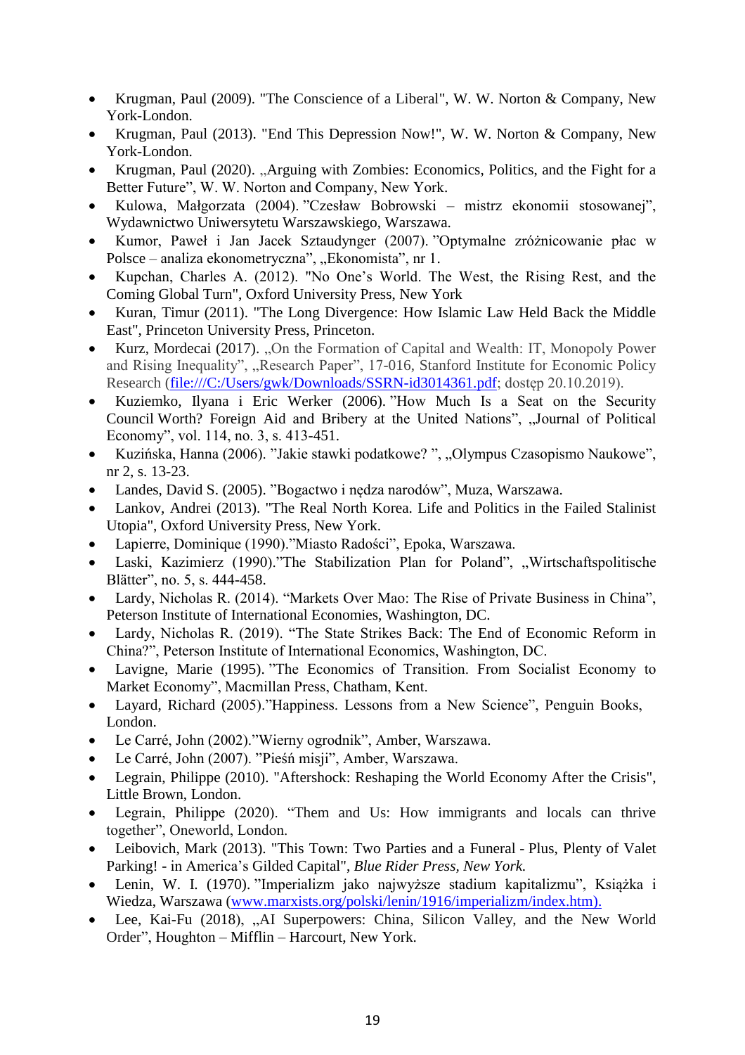- Krugman, Paul (2009). "The Conscience of a Liberal", W. W. Norton & Company, New York-London.
- Krugman, Paul (2013). "End This Depression Now!", W. W. Norton & Company, New York-London.
- Krugman, Paul (2020). „Arguing with Zombies: Economics, Politics, and the Fight for a Better Future", W. W. Norton and Company, New York.
- Kulowa, Małgorzata (2004). "Czesław Bobrowski – mistrz ekonomii stosowanej", Wydawnictwo Uniwersytetu Warszawskiego, Warszawa.
- Kumor, Paweł i Jan Jacek Sztaudynger (2007). "Optymalne zróżnicowanie płac w Polsce – analiza ekonometryczna", „Ekonomista", nr 1.
- Kupchan, Charles A. (2012). "No One's World. The West, the Rising Rest, and the Coming Global Turn", Oxford University Press, New York
- Kuran, Timur (2011). "The Long Divergence: How Islamic Law Held Back the Middle East", Princeton University Press, Princeton.
- Kurz, Mordecai (2017). „On the Formation of Capital and Wealth: IT, Monopoly Power and Rising Inequality", „Research Paper", 17-016, Stanford Institute for Economic Policy Research (file:///C:/Users/gwk/Downloads/SSRN-id3014361.pdf; dostęp 20.10.2019).
- Kuziemko, Ilyana i Eric Werker (2006). "How Much Is a Seat on the Security Council Worth? Foreign Aid and Bribery at the United Nations", „Journal of Political Economy", vol. 114, no. 3, s. 413-451.
- Kuzińska, Hanna (2006). "Jakie stawki podatkowe? ", „Olympus Czasopismo Naukowe", nr 2, s. 13-23.
- Landes, David S. (2005). "Bogactwo i nędza narodów", Muza, Warszawa.
- Lankov, Andrei (2013). "The Real North Korea. Life and Politics in the Failed Stalinist Utopia", Oxford University Press, New York.
- Lapierre, Dominique (1990)."Miasto Radości", Epoka, Warszawa.
- Laski, Kazimierz (1990)."The Stabilization Plan for Poland", „Wirtschaftspolitische Blätter", no. 5, s. 444-458.
- Lardy, Nicholas R. (2014). "Markets Over Mao: The Rise of Private Business in China", Peterson Institute of International Economies, Washington, DC.
- Lardy, Nicholas R. (2019). "The State Strikes Back: The End of Economic Reform in China?", Peterson Institute of International Economics, Washington, DC.
- Lavigne, Marie (1995). "The Economics of Transition. From Socialist Economy to Market Economy", Macmillan Press, Chatham, Kent.
- Layard, Richard (2005)."Happiness. Lessons from a New Science", Penguin Books, London.
- Le Carré, John (2002)."Wierny ogrodnik", Amber, Warszawa.
- Le Carré, John (2007). "Pieśń misji", Amber, Warszawa.
- Legrain, Philippe (2010). "Aftershock: Reshaping the World Economy After the Crisis", Little Brown, London.
- Legrain, Philippe (2020). "Them and Us: How immigrants and locals can thrive together", Oneworld, London.
- Leibovich, Mark (2013). "This Town: Two Parties and a Funeral - Plus, Plenty of Valet Parking! - in America's Gilded Capital", *Blue Rider Press, New York.*
- Lenin, W. I. (1970). "Imperializm jako najwyższe stadium kapitalizmu", Książka i Wiedza, Warszawa (www.marxists.org/polski/lenin/1916/imperializm/index.htm).
- Lee, Kai-Fu (2018), „AI Superpowers: China, Silicon Valley, and the New World Order", Houghton – Mifflin – Harcourt, New York.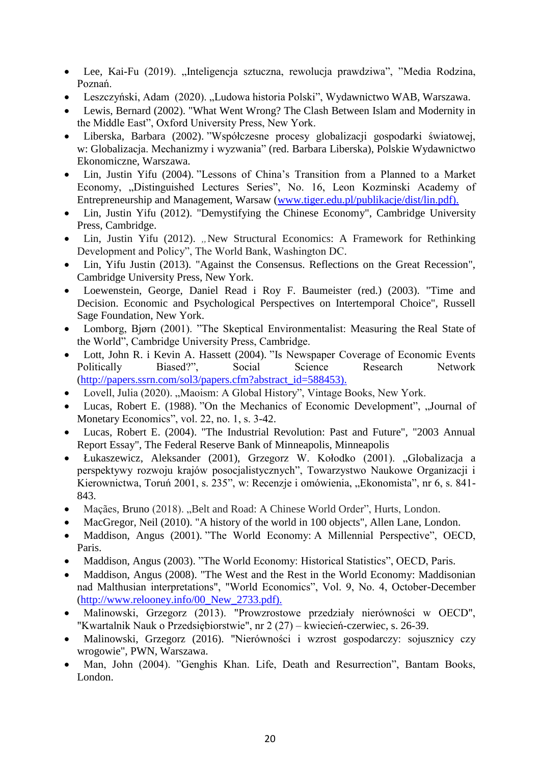- Lee, Kai-Fu (2019). „Inteligencja sztuczna, rewolucja prawdziwa", "Media Rodzina, Poznań.
- Leszczyński, Adam (2020). „Ludowa historia Polski", Wydawnictwo WAB, Warszawa.
- Lewis, Bernard (2002). "What Went Wrong? The Clash Between Islam and Modernity in the Middle East", Oxford University Press, New York.
- Liberska, Barbara (2002). "Współczesne procesy globalizacji gospodarki światowej, w: Globalizacja. Mechanizmy i wyzwania" (red. Barbara Liberska), Polskie Wydawnictwo Ekonomiczne, Warszawa.
- Lin, Justin Yifu (2004). "Lessons of China's Transition from a Planned to a Market Economy, „Distinguished Lectures Series", No. 16, Leon Kozminski Academy of Entrepreneurship and Management, Warsaw (www.tiger.edu.pl/publikacje/dist/lin.pdf).
- Lin, Justin Yifu (2012). "Demystifying the Chinese Economy", Cambridge University Press, Cambridge.
- Lin, Justin Yifu (2012). „New Structural Economics: A Framework for Rethinking Development and Policy", The World Bank, Washington DC.
- Lin, Yifu Justin (2013). "Against the Consensus. Reflections on the Great Recession", Cambridge University Press, New York.
- Loewenstein, George, Daniel Read i Roy F. Baumeister (red.) (2003). "Time and Decision. Economic and Psychological Perspectives on Intertemporal Choice", Russell Sage Foundation, New York.
- Lomborg, Bjørn (2001). "The Skeptical Environmentalist: Measuring the Real State of the World", Cambridge University Press, Cambridge.
- Lott, John R. i Kevin A. Hassett (2004). "Is Newspaper Coverage of Economic Events Politically Biased?", Social Science Research Network (http://papers.ssrn.com/sol3/papers.cfm?abstract_id=588453).
- Lovell, Julia (2020). „Maoism: A Global History", Vintage Books, New York.
- Lucas, Robert E. (1988). "On the Mechanics of Economic Development", „Journal of Monetary Economics", vol. 22, no. 1, s. 3-42.
- Lucas, Robert E. (2004). "The Industrial Revolution: Past and Future", "2003 Annual Report Essay", The Federal Reserve Bank of Minneapolis, Minneapolis
- Łukaszewicz, Aleksander (2001), Grzegorz W. Kołodko (2001). „Globalizacja a perspektywy rozwoju krajów posocjalistycznych", Towarzystwo Naukowe Organizacji i Kierownictwa, Toruń 2001, s. 235", w: Recenzje i omówienia, „Ekonomista", nr 6, s. 841-843.
- Maçães, Bruno (2018). „Belt and Road: A Chinese World Order", Hurts, London.
- MacGregor, Neil (2010). "A history of the world in 100 objects", Allen Lane, London.
- Maddison, Angus (2001). "The World Economy: A Millennial Perspective", OECD, Paris.
- Maddison, Angus (2003). "The World Economy: Historical Statistics", OECD, Paris.
- Maddison, Angus (2008). "The West and the Rest in the World Economy: Maddisonian nad Malthusian interpretations", "World Economics", Vol. 9, No. 4, October-December (http://www.relooney.info/00_New_2733.pdf).
- Malinowski, Grzegorz (2013). "Prowzrostowe przedziały nierówności w OECD", "Kwartalnik Nauk o Przedsiębiorstwie", nr 2 (27) – kwiecień-czerwiec, s. 26-39.
- Malinowski, Grzegorz (2016). "Nierówności i wzrost gospodarczy: sojusznicy czy wrogowie", PWN, Warszawa.
- Man, John (2004). "Genghis Khan. Life, Death and Resurrection", Bantam Books, London.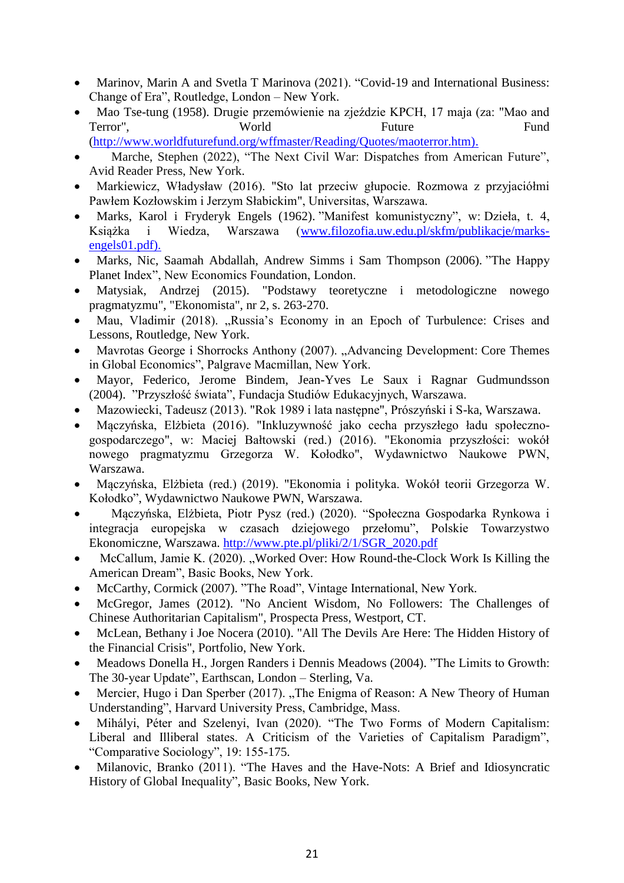- Marinov, Marin A and Svetla T Marinova (2021). “Covid-19 and International Business: Change of Era”, Routledge, London – New York.
- Mao Tse-tung (1958). Drugie przemówienie na zjeździe KPCH, 17 maja (za: "Mao and Terror", World Future Fund (http://www.worldfuturefund.org/wffmaster/Reading/Quotes/maoterror.htm).
- Marche, Stephen (2022), “The Next Civil War: Dispatches from American Future”, Avid Reader Press, New York.
- Markiewicz, Władysław (2016). "Sto lat przeciw głupocie. Rozmowa z przyjaciółmi Pawłem Kozłowskim i Jerzym Słabickim", Universitas, Warszawa.
- Marks, Karol i Fryderyk Engels (1962). ”Manifest komunistyczny”, w: Dzieła, t. 4, Książka i Wiedza, Warszawa (www.filozofia.uw.edu.pl/skfm/publikacje/marks-engels01.pdf).
- Marks, Nic, Saamah Abdallah, Andrew Simms i Sam Thompson (2006). ”The Happy Planet Index”, New Economics Foundation, London.
- Matysiak, Andrzej (2015). "Podstawy teoretyczne i metodologiczne nowego pragmatyzmu", "Ekonomista", nr 2, s. 263-270.
- Mau, Vladimir (2018). „Russia’s Economy in an Epoch of Turbulence: Crises and Lessons, Routledge, New York.
- Mavrotas George i Shorrocks Anthony (2007). „Advancing Development: Core Themes in Global Economics”, Palgrave Macmillan, New York.
- Mayor, Federico, Jerome Bindem, Jean-Yves Le Saux i Ragnar Gudmundsson (2004). ”Przyszłość świata”, Fundacja Studiów Edukacyjnych, Warszawa.
- Mazowiecki, Tadeusz (2013). "Rok 1989 i lata następne", Prószyński i S-ka, Warszawa.
- Mączyńska, Elżbieta (2016). "Inkluzywność jako cecha przyszłego ładu społeczno-gospodarczego", w: Maciej Bałtowski (red.) (2016). "Ekonomia przyszłości: wokół nowego pragmatyzmu Grzegorza W. Kołodko", Wydawnictwo Naukowe PWN, Warszawa.
- Mączyńska, Elżbieta (red.) (2019). "Ekonomia i polityka. Wokół teorii Grzegorza W. Kołodko”, Wydawnictwo Naukowe PWN, Warszawa.
- Mączyńska, Elżbieta, Piotr Pysz (red.) (2020). “Społeczna Gospodarka Rynkowa i integracja europejska w czasach dziejowego przełomu”, Polskie Towarzystwo Ekonomiczne, Warszawa. http://www.pte.pl/pliki/2/1/SGR_2020.pdf
- McCallum, Jamie K. (2020). „Worked Over: How Round-the-Clock Work Is Killing the American Dream”, Basic Books, New York.
- McCarthy, Cormick (2007). ”The Road”, Vintage International, New York.
- McGregor, James (2012). "No Ancient Wisdom, No Followers: The Challenges of Chinese Authoritarian Capitalism", Prospecta Press, Westport, CT.
- McLean, Bethany i Joe Nocera (2010). "All The Devils Are Here: The Hidden History of the Financial Crisis", Portfolio, New York.
- Meadows Donella H., Jorgen Randers i Dennis Meadows (2004). ”The Limits to Growth: The 30-year Update”, Earthscan, London – Sterling, Va.
- Mercier, Hugo i Dan Sperber (2017). „The Enigma of Reason: A New Theory of Human Understanding”, Harvard University Press, Cambridge, Mass.
- Mihályi, Péter and Szelenyi, Ivan (2020). “The Two Forms of Modern Capitalism: Liberal and Illiberal states. A Criticism of the Varieties of Capitalism Paradigm”, “Comparative Sociology”, 19: 155-175.
- Milanovic, Branko (2011). “The Haves and the Have-Nots: A Brief and Idiosyncratic History of Global Inequality”, Basic Books, New York.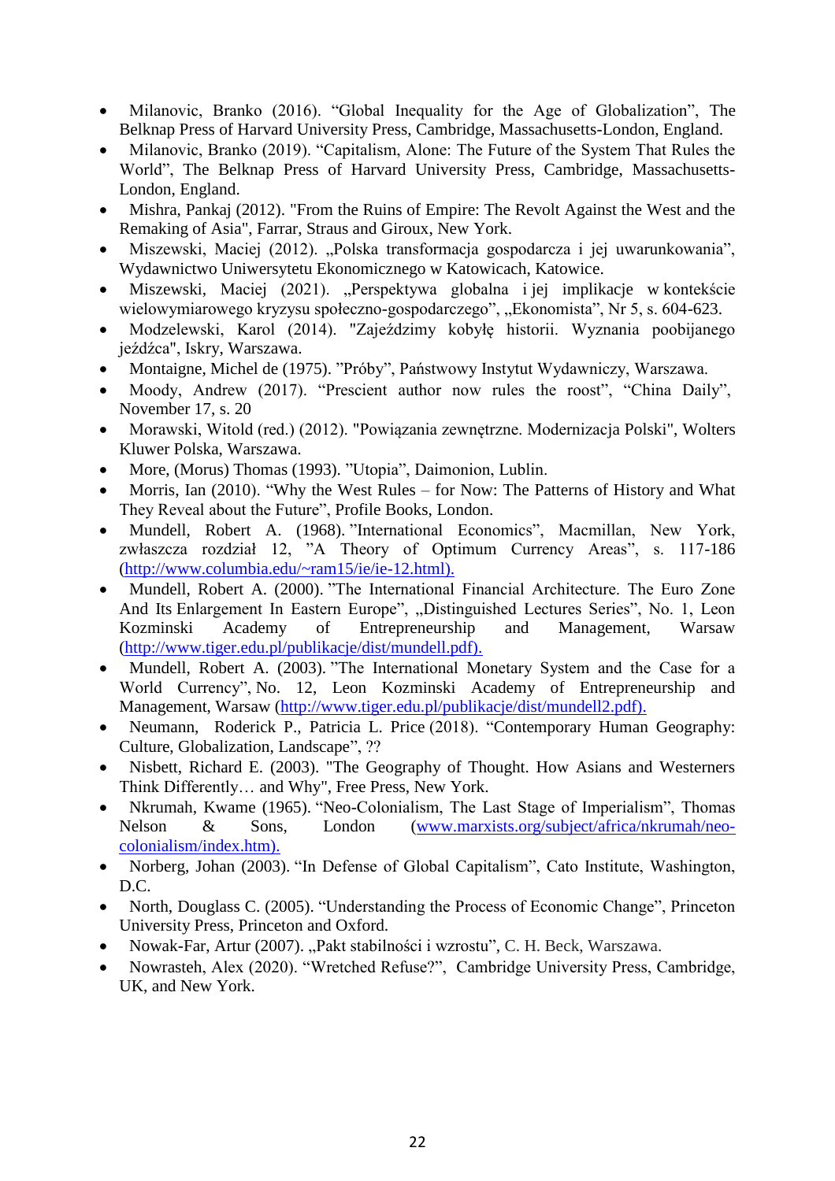- Milanovic, Branko (2016). “Global Inequality for the Age of Globalization”, The Belknap Press of Harvard University Press, Cambridge, Massachusetts-London, England.
- Milanovic, Branko (2019). “Capitalism, Alone: The Future of the System That Rules the World”, The Belknap Press of Harvard University Press, Cambridge, Massachusetts-London, England.
- Mishra, Pankaj (2012). "From the Ruins of Empire: The Revolt Against the West and the Remaking of Asia", Farrar, Straus and Giroux, New York.
- Miszewski, Maciej (2012). „Polska transformacja gospodarcza i jej uwarunkowania”, Wydawnictwo Uniwersytetu Ekonomicznego w Katowicach, Katowice.
- Miszewski, Maciej (2021). „Perspektywa globalna i jej implikacje w kontekście wielowymiarowego kryzysu społeczno-gospodarczego”, „Ekonomista”, Nr 5, s. 604-623.
- Modzelewski, Karol (2014). "Zajeździmy kobyłę historii. Wyznania poobijanego jeźdźca", Iskry, Warszawa.
- Montaigne, Michel de (1975). ”Próby”, Państwowy Instytut Wydawniczy, Warszawa.
- Moody, Andrew (2017). “Prescient author now rules the roost”, “China Daily”, November 17, s. 20
- Morawski, Witold (red.) (2012). "Powiązania zewnętrzne. Modernizacja Polski", Wolters Kluwer Polska, Warszawa.
- More, (Morus) Thomas (1993). ”Utopia”, Daimonion, Lublin.
- Morris, Ian (2010). “Why the West Rules – for Now: The Patterns of History and What They Reveal about the Future”, Profile Books, London.
- Mundell, Robert A. (1968). ”International Economics”, Macmillan, New York, zwłaszcza rozdział 12, ”A Theory of Optimum Currency Areas”, s. 117-186 (http://www.columbia.edu/~ram15/ie/ie-12.html).
- Mundell, Robert A. (2000). ”The International Financial Architecture. The Euro Zone And Its Enlargement In Eastern Europe”, „Distinguished Lectures Series”, No. 1, Leon Kozminski Academy of Entrepreneurship and Management, Warsaw (http://www.tiger.edu.pl/publikacje/dist/mundell.pdf).
- Mundell, Robert A. (2003). ”The International Monetary System and the Case for a World Currency”, No. 12, Leon Kozminski Academy of Entrepreneurship and Management, Warsaw (http://www.tiger.edu.pl/publikacje/dist/mundell2.pdf).
- Neumann, Roderick P., Patricia L. Price (2018). “Contemporary Human Geography: Culture, Globalization, Landscape”, ??
- Nisbett, Richard E. (2003). "The Geography of Thought. How Asians and Westerners Think Differently… and Why", Free Press, New York.
- Nkrumah, Kwame (1965). “Neo-Colonialism, The Last Stage of Imperialism”, Thomas Nelson & Sons, London (www.marxists.org/subject/africa/nkrumah/neo-colonialism/index.htm).
- Norberg, Johan (2003). “In Defense of Global Capitalism”, Cato Institute, Washington, D.C.
- North, Douglass C. (2005). “Understanding the Process of Economic Change”, Princeton University Press, Princeton and Oxford.
- Nowak-Far, Artur (2007). „Pakt stabilności i wzrostu”, C. H. Beck, Warszawa.
- Nowrasteh, Alex (2020). “Wretched Refuse?”, Cambridge University Press, Cambridge, UK, and New York.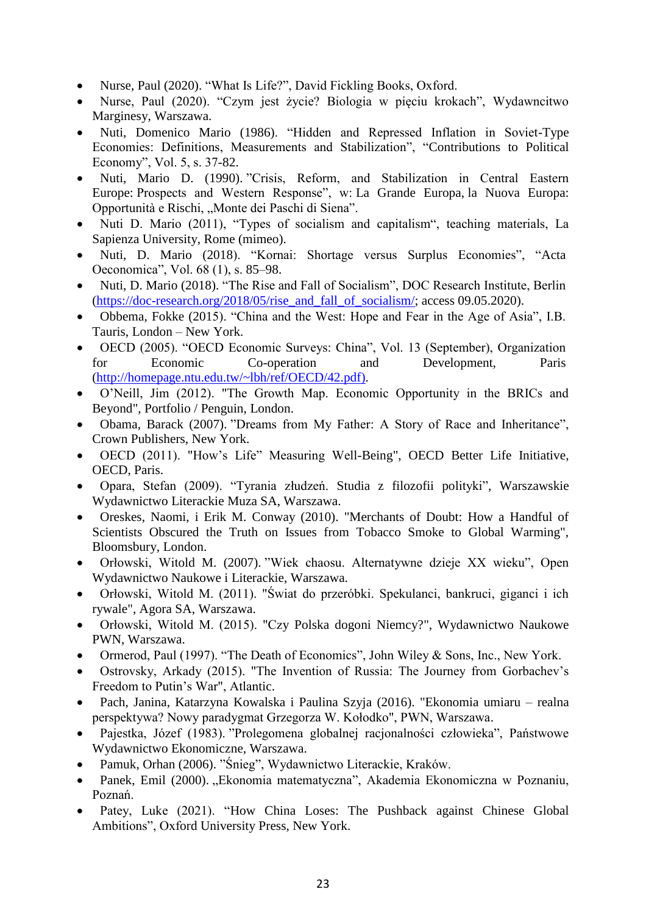- Nurse, Paul (2020). “What Is Life?”, David Fickling Books, Oxford.
- Nurse, Paul (2020). “Czym jest życie? Biologia w pięciu krokach”, Wydawncitwo Marginesy, Warszawa.
- Nuti, Domenico Mario (1986). “Hidden and Repressed Inflation in Soviet-Type Economies: Definitions, Measurements and Stabilization”, “Contributions to Political Economy”, Vol. 5, s. 37-82.
- Nuti, Mario D. (1990). ”Crisis, Reform, and Stabilization in Central Eastern Europe: Prospects and Western Response”, w: La Grande Europa, la Nuova Europa: Opportunità e Rischi, „Monte dei Paschi di Siena”.
- Nuti D. Mario (2011), “Types of socialism and capitalism“, teaching materials, La Sapienza University, Rome (mimeo).
- Nuti, D. Mario (2018). “Kornai: Shortage versus Surplus Economies”, “Acta Oeconomica”, Vol. 68 (1), s. 85–98.
- Nuti, D. Mario (2018). “The Rise and Fall of Socialism”, DOC Research Institute, Berlin (https://doc-research.org/2018/05/rise_and_fall_of_socialism/; access 09.05.2020).
- Obbema, Fokke (2015). “China and the West: Hope and Fear in the Age of Asia”, I.B. Tauris, London – New York.
- OECD (2005). “OECD Economic Surveys: China”, Vol. 13 (September), Organization for Economic Co-operation and Development, Paris (http://homepage.ntu.edu.tw/~lbh/ref/OECD/42.pdf).
- O’Neill, Jim (2012). "The Growth Map. Economic Opportunity in the BRICs and Beyond", Portfolio / Penguin, London.
- Obama, Barack (2007). ”Dreams from My Father: A Story of Race and Inheritance”, Crown Publishers, New York.
- OECD (2011). "How’s Life” Measuring Well-Being", OECD Better Life Initiative, OECD, Paris.
- Opara, Stefan (2009). “Tyrania złudzeń. Studia z filozofii polityki”, Warszawskie Wydawnictwo Literackie Muza SA, Warszawa.
- Oreskes, Naomi, i Erik M. Conway (2010). "Merchants of Doubt: How a Handful of Scientists Obscured the Truth on Issues from Tobacco Smoke to Global Warming", Bloomsbury, London.
- Orłowski, Witold M. (2007). ”Wiek chaosu. Alternatywne dzieje XX wieku”, Open Wydawnictwo Naukowe i Literackie, Warszawa.
- Orłowski, Witold M. (2011). "Świat do przeróbki. Spekulanci, bankruci, giganci i ich rywale", Agora SA, Warszawa.
- Orłowski, Witold M. (2015). "Czy Polska dogoni Niemcy?", Wydawnictwo Naukowe PWN, Warszawa.
- Ormerod, Paul (1997). “The Death of Economics”, John Wiley & Sons, Inc., New York.
- Ostrovsky, Arkady (2015). "The Invention of Russia: The Journey from Gorbachev’s Freedom to Putin’s War", Atlantic.
- Pach, Janina, Katarzyna Kowalska i Paulina Szyja (2016). "Ekonomia umiaru – realna perspektywa? Nowy paradygmat Grzegorza W. Kołodko", PWN, Warszawa.
- Pajestka, Józef (1983). ”Prolegomena globalnej racjonalności człowieka”, Państwowe Wydawnictwo Ekonomiczne, Warszawa.
- Pamuk, Orhan (2006). ”Śnieg”, Wydawnictwo Literackie, Kraków.
- Panek, Emil (2000). „Ekonomia matematyczna”, Akademia Ekonomiczna w Poznaniu, Poznań.
- Patey, Luke (2021). “How China Loses: The Pushback against Chinese Global Ambitions”, Oxford University Press, New York.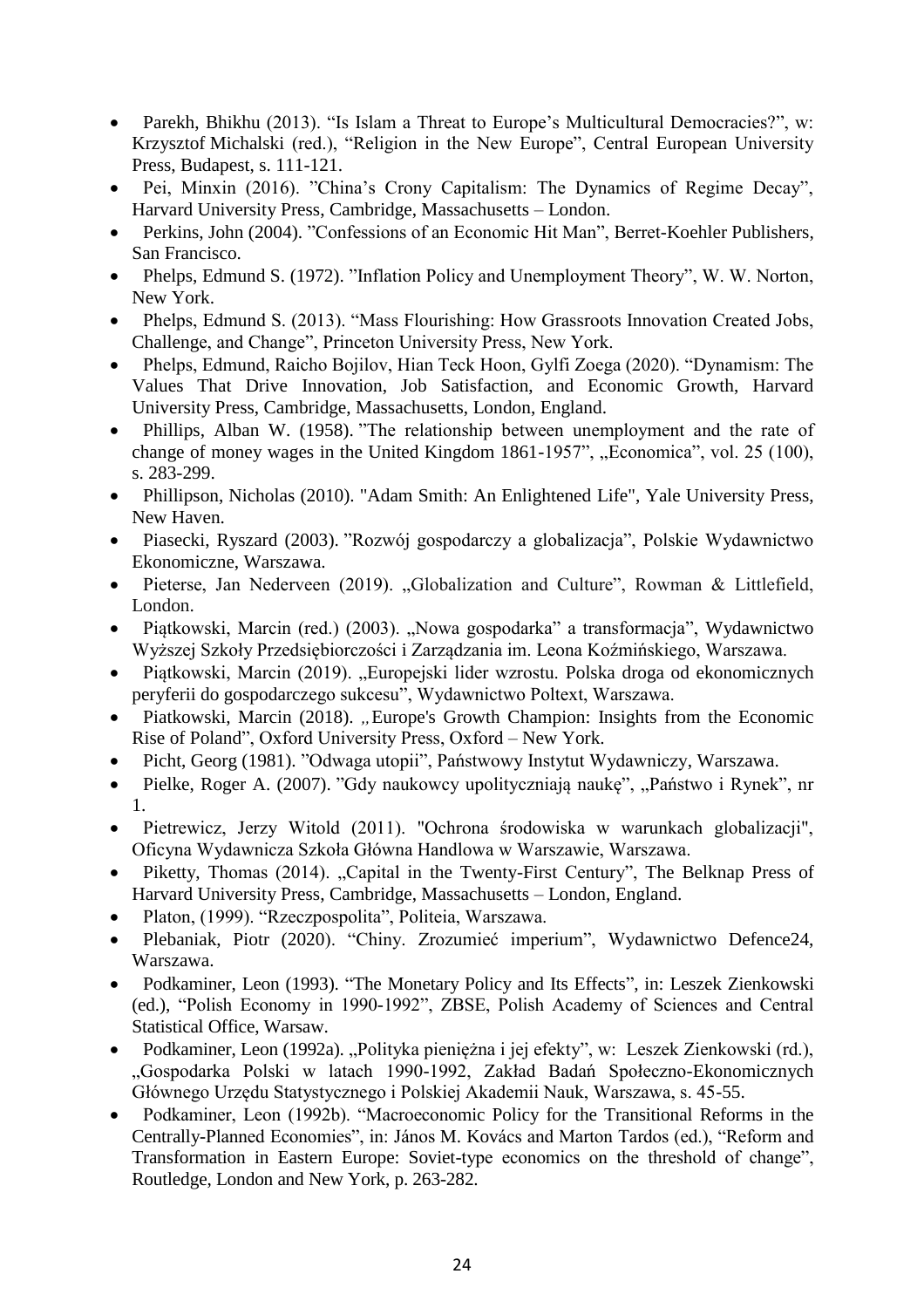- Parekh, Bhikhu (2013). “Is Islam a Threat to Europe’s Multicultural Democracies?”, w: Krzysztof Michalski (red.), “Religion in the New Europe”, Central European University Press, Budapest, s. 111-121.
- Pei, Minxin (2016). ”China’s Crony Capitalism: The Dynamics of Regime Decay”, Harvard University Press, Cambridge, Massachusetts – London.
- Perkins, John (2004). ”Confessions of an Economic Hit Man”, Berret-Koehler Publishers, San Francisco.
- Phelps, Edmund S. (1972). ”Inflation Policy and Unemployment Theory”, W. W. Norton, New York.
- Phelps, Edmund S. (2013). “Mass Flourishing: How Grassroots Innovation Created Jobs, Challenge, and Change”, Princeton University Press, New York.
- Phelps, Edmund, Raicho Bojilov, Hian Teck Hoon, Gylfi Zoega (2020). “Dynamism: The Values That Drive Innovation, Job Satisfaction, and Economic Growth, Harvard University Press, Cambridge, Massachusetts, London, England.
- Phillips, Alban W. (1958). ”The relationship between unemployment and the rate of change of money wages in the United Kingdom 1861-1957”, „Economica”, vol. 25 (100), s. 283-299.
- Phillipson, Nicholas (2010). "Adam Smith: An Enlightened Life", Yale University Press, New Haven.
- Piasecki, Ryszard (2003). ”Rozwój gospodarczy a globalizacja”, Polskie Wydawnictwo Ekonomiczne, Warszawa.
- Pieterse, Jan Nederveen (2019). „Globalization and Culture”, Rowman & Littlefield, London.
- Piątkowski, Marcin (red.) (2003). „Nowa gospodarka” a transformacja”, Wydawnictwo Wyższej Szkoły Przedsiębiorczości i Zarządzania im. Leona Koźmińskiego, Warszawa.
- Piątkowski, Marcin (2019). „Europejski lider wzrostu. Polska droga od ekonomicznych peryferii do gospodarczego sukcesu”, Wydawnictwo Poltext, Warszawa.
- Piatkowski, Marcin (2018). „Europe's Growth Champion: Insights from the Economic Rise of Poland”, Oxford University Press, Oxford – New York.
- Picht, Georg (1981). ”Odwaga utopii”, Państwowy Instytut Wydawniczy, Warszawa.
- Pielke, Roger A. (2007). ”Gdy naukowcy upolityczniają naukę”, „Państwo i Rynek”, nr 1.
- Pietrewicz, Jerzy Witold (2011). "Ochrona środowiska w warunkach globalizacji", Oficyna Wydawnicza Szkoła Główna Handlowa w Warszawie, Warszawa.
- Piketty, Thomas (2014). „Capital in the Twenty-First Century”, The Belknap Press of Harvard University Press, Cambridge, Massachusetts – London, England.
- Platon, (1999). “Rzeczpospolita”, Politeia, Warszawa.
- Plebaniak, Piotr (2020). “Chiny. Zrozumieć imperium”, Wydawnictwo Defence24, Warszawa.
- Podkaminer, Leon (1993). “The Monetary Policy and Its Effects”, in: Leszek Zienkowski (ed.), “Polish Economy in 1990-1992”, ZBSE, Polish Academy of Sciences and Central Statistical Office, Warsaw.
- Podkaminer, Leon (1992a). „Polityka pieniężna i jej efekty”, w: Leszek Zienkowski (rd.), „Gospodarka Polski w latach 1990-1992, Zakład Badań Społeczno-Ekonomicznych Głównego Urzędu Statystycznego i Polskiej Akademii Nauk, Warszawa, s. 45-55.
- Podkaminer, Leon (1992b). “Macroeconomic Policy for the Transitional Reforms in the Centrally-Planned Economies”, in: János M. Kovács and Marton Tardos (ed.), “Reform and Transformation in Eastern Europe: Soviet-type economics on the threshold of change”, Routledge, London and New York, p. 263-282.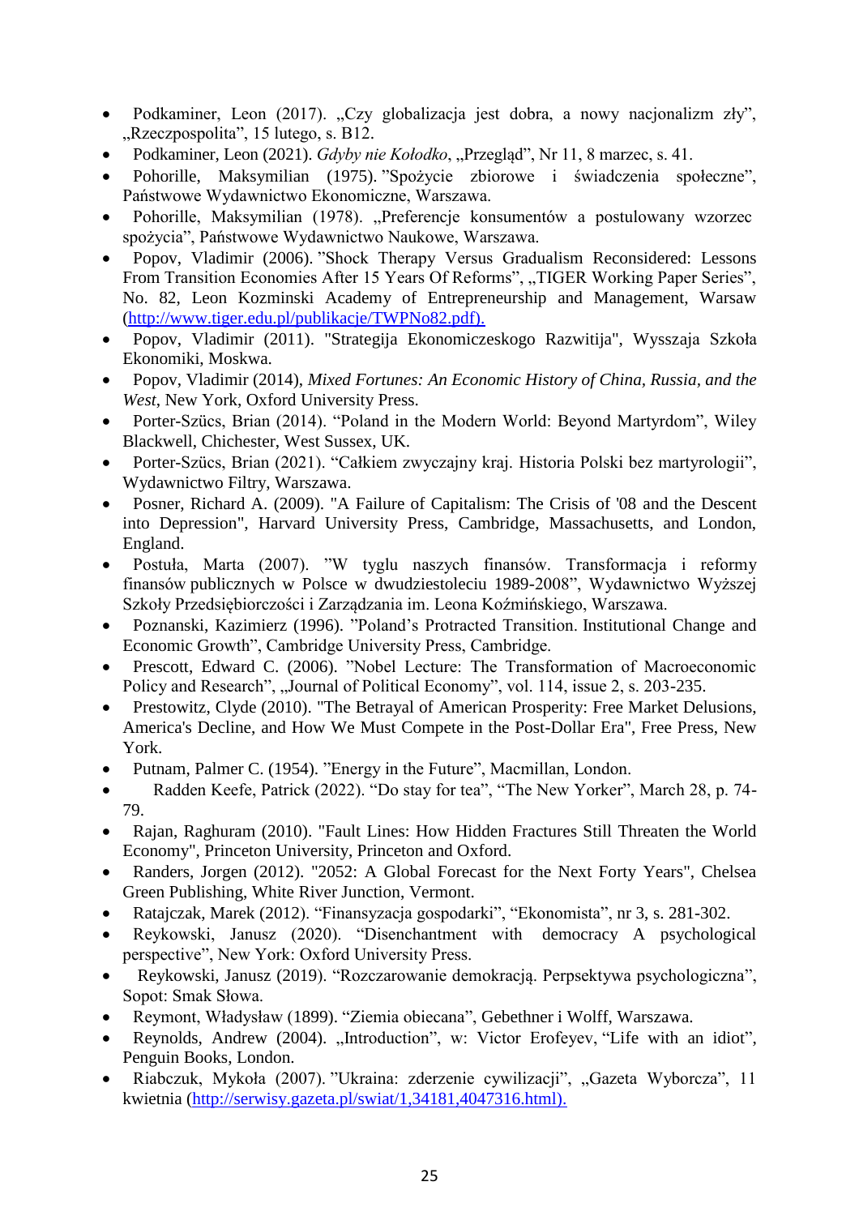- Podkaminer, Leon (2017). „Czy globalizacja jest dobra, a nowy nacjonalizm zły", „Rzeczpospolita", 15 lutego, s. B12.
- Podkaminer, Leon (2021). *Gdyby nie Kołodko*, „Przegląd", Nr 11, 8 marzec, s. 41.
- Pohorille, Maksymilian (1975). "Spożycie zbiorowe i świadczenia społeczne", Państwowe Wydawnictwo Ekonomiczne, Warszawa.
- Pohorille, Maksymilian (1978). „Preferencje konsumentów a postulowany wzorzec spożycia", Państwowe Wydawnictwo Naukowe, Warszawa.
- Popov, Vladimir (2006). "Shock Therapy Versus Gradualism Reconsidered: Lessons From Transition Economies After 15 Years Of Reforms", „TIGER Working Paper Series", No. 82, Leon Kozminski Academy of Entrepreneurship and Management, Warsaw (http://www.tiger.edu.pl/publikacje/TWPNo82.pdf).
- Popov, Vladimir (2011). "Strategija Ekonomiczeskogo Razwitija", Wysszaja Szkoła Ekonomiki, Moskwa.
- Popov, Vladimir (2014), *Mixed Fortunes: An Economic History of China, Russia, and the West*, New York, Oxford University Press.
- Porter-Szücs, Brian (2014). "Poland in the Modern World: Beyond Martyrdom", Wiley Blackwell, Chichester, West Sussex, UK.
- Porter-Szücs, Brian (2021). "Całkiem zwyczajny kraj. Historia Polski bez martyrologii", Wydawnictwo Filtry, Warszawa.
- Posner, Richard A. (2009). "A Failure of Capitalism: The Crisis of '08 and the Descent into Depression", Harvard University Press, Cambridge, Massachusetts, and London, England.
- Postuła, Marta (2007). "W tyglu naszych finansów. Transformacja i reformy finansów publicznych w Polsce w dwudziestoleciu 1989-2008", Wydawnictwo Wyższej Szkoły Przedsiębiorczości i Zarządzania im. Leona Koźmińskiego, Warszawa.
- Poznanski, Kazimierz (1996). "Poland's Protracted Transition. Institutional Change and Economic Growth", Cambridge University Press, Cambridge.
- Prescott, Edward C. (2006). "Nobel Lecture: The Transformation of Macroeconomic Policy and Research", „Journal of Political Economy", vol. 114, issue 2, s. 203-235.
- Prestowitz, Clyde (2010). "The Betrayal of American Prosperity: Free Market Delusions, America's Decline, and How We Must Compete in the Post-Dollar Era", Free Press, New York.
- Putnam, Palmer C. (1954). "Energy in the Future", Macmillan, London.
- Radden Keefe, Patrick (2022). "Do stay for tea", "The New Yorker", March 28, p. 74-79.
- Rajan, Raghuram (2010). "Fault Lines: How Hidden Fractures Still Threaten the World Economy", Princeton University, Princeton and Oxford.
- Randers, Jorgen (2012). "2052: A Global Forecast for the Next Forty Years", Chelsea Green Publishing, White River Junction, Vermont.
- Ratajczak, Marek (2012). "Finansyzacja gospodarki", "Ekonomista", nr 3, s. 281-302.
- Reykowski, Janusz (2020). "Disenchantment with democracy A psychological perspective", New York: Oxford University Press.
- Reykowski, Janusz (2019). "Rozczarowanie demokracją. Perpsektywa psychologiczna", Sopot: Smak Słowa.
- Reymont, Władysław (1899). "Ziemia obiecana", Gebethner i Wolff, Warszawa.
- Reynolds, Andrew (2004). „Introduction", w: Victor Erofeyev, "Life with an idiot", Penguin Books, London.
- Riabczuk, Mykoła (2007). "Ukraina: zderzenie cywilizacji", „Gazeta Wyborcza", 11 kwietnia (http://serwisy.gazeta.pl/swiat/1,34181,4047316.html).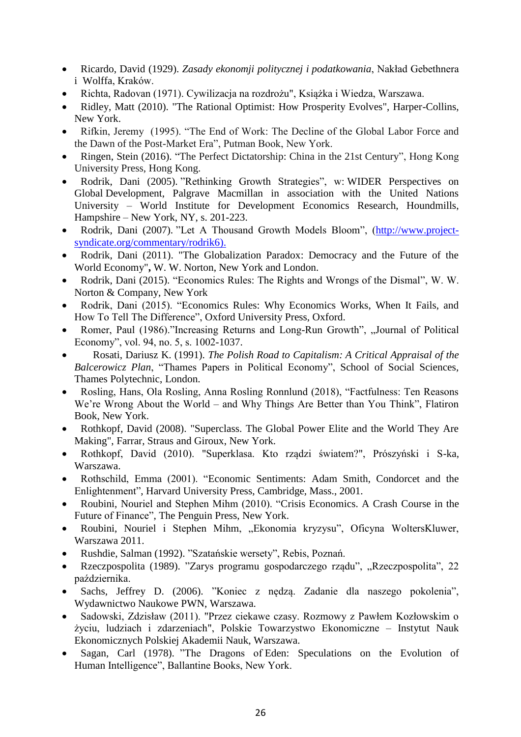- Ricardo, David (1929). *Zasady ekonomji politycznej i podatkowania*, Nakład Gebethnera i Wolffa, Kraków.
- Richta, Radovan (1971). Cywilizacja na rozdrożu", Książka i Wiedza, Warszawa.
- Ridley, Matt (2010). "The Rational Optimist: How Prosperity Evolves", Harper-Collins, New York.
- Rifkin, Jeremy (1995). "The End of Work: The Decline of the Global Labor Force and the Dawn of the Post-Market Era", Putman Book, New York.
- Ringen, Stein (2016). "The Perfect Dictatorship: China in the 21st Century", Hong Kong University Press, Hong Kong.
- Rodrik, Dani (2005). "Rethinking Growth Strategies", w: WIDER Perspectives on Global Development, Palgrave Macmillan in association with the United Nations University – World Institute for Development Economics Research, Houndmills, Hampshire – New York, NY, s. 201-223.
- Rodrik, Dani (2007). "Let A Thousand Growth Models Bloom", (http://www.project-syndicate.org/commentary/rodrik6).
- Rodrik, Dani (2011). "The Globalization Paradox: Democracy and the Future of the World Economy"**,** W. W. Norton, New York and London.
- Rodrik, Dani (2015). "Economics Rules: The Rights and Wrongs of the Dismal", W. W. Norton & Company, New York
- Rodrik, Dani (2015). "Economics Rules: Why Economics Works, When It Fails, and How To Tell The Difference", Oxford University Press, Oxford.
- Romer, Paul (1986)."Increasing Returns and Long-Run Growth", „Journal of Political Economy", vol. 94, no. 5, s. 1002-1037.
- Rosati, Dariusz K. (1991). *The Polish Road to Capitalism: A Critical Appraisal of the Balcerowicz Plan*, "Thames Papers in Political Economy", School of Social Sciences, Thames Polytechnic, London.
- Rosling, Hans, Ola Rosling, Anna Rosling Ronnlund (2018), "Factfulness: Ten Reasons We're Wrong About the World – and Why Things Are Better than You Think", Flatiron Book, New York.
- Rothkopf, David (2008). "Superclass. The Global Power Elite and the World They Are Making", Farrar, Straus and Giroux, New York.
- Rothkopf, David (2010). "Superklasa. Kto rządzi światem?", Prószyński i S-ka, Warszawa.
- Rothschild, Emma (2001). "Economic Sentiments: Adam Smith, Condorcet and the Enlightenment", Harvard University Press, Cambridge, Mass., 2001.
- Roubini, Nouriel and Stephen Mihm (2010). "Crisis Economics. A Crash Course in the Future of Finance", The Penguin Press, New York.
- Roubini, Nouriel i Stephen Mihm, „Ekonomia kryzysu", Oficyna WoltersKluwer, Warszawa 2011.
- Rushdie, Salman (1992). "Szatańskie wersety", Rebis, Poznań.
- Rzeczpospolita (1989). "Zarys programu gospodarczego rządu", „Rzeczpospolita", 22 października.
- Sachs, Jeffrey D. (2006). "Koniec z nędzą. Zadanie dla naszego pokolenia", Wydawnictwo Naukowe PWN, Warszawa.
- Sadowski, Zdzisław (2011). "Przez ciekawe czasy. Rozmowy z Pawłem Kozłowskim o życiu, ludziach i zdarzeniach", Polskie Towarzystwo Ekonomiczne – Instytut Nauk Ekonomicznych Polskiej Akademii Nauk, Warszawa.
- Sagan, Carl (1978). "The Dragons of Eden: Speculations on the Evolution of Human Intelligence", Ballantine Books, New York.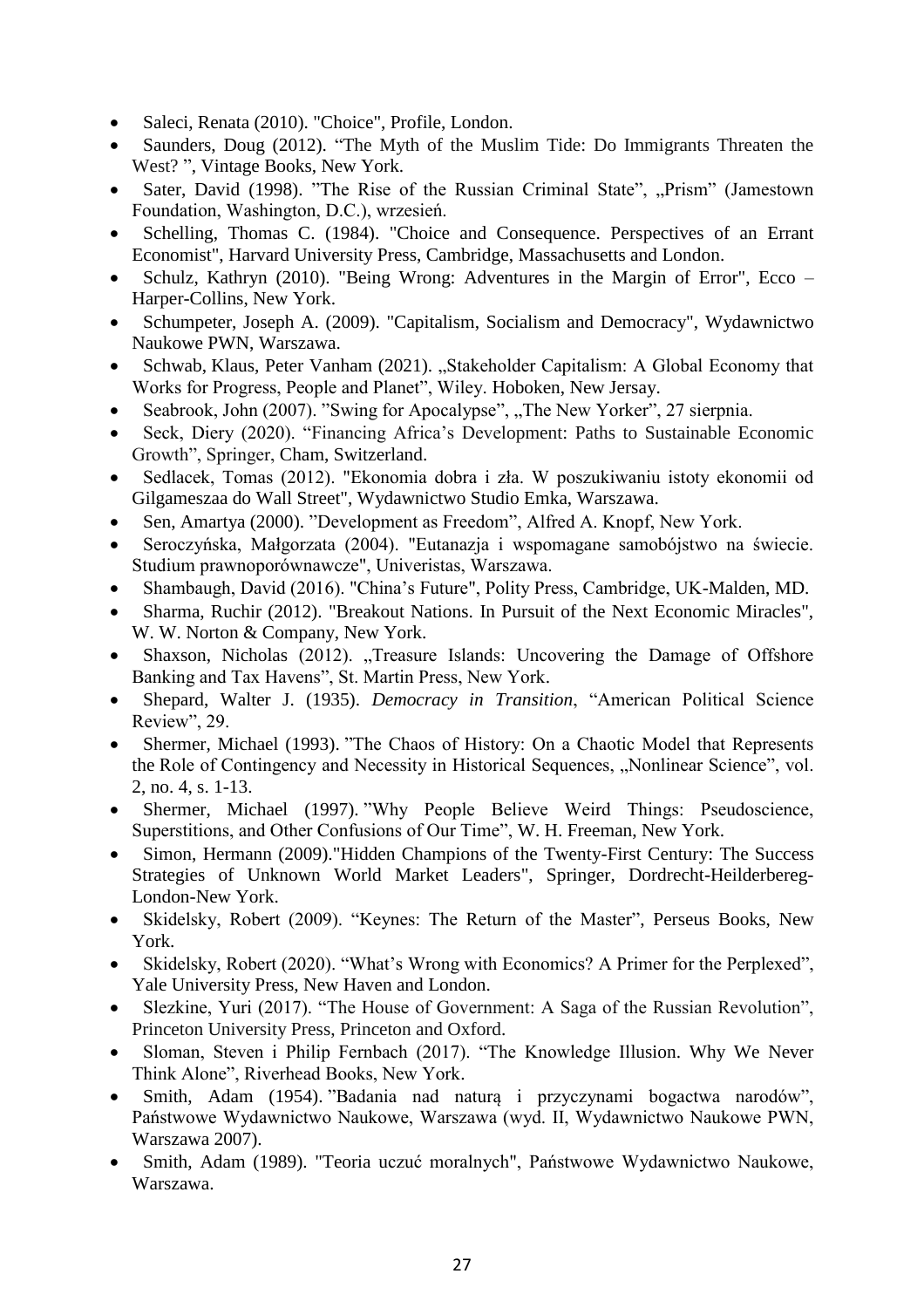- Saleci, Renata (2010). "Choice", Profile, London.
- Saunders, Doug (2012). “The Myth of the Muslim Tide: Do Immigrants Threaten the West? ”, Vintage Books, New York.
- Sater, David (1998). ”The Rise of the Russian Criminal State”, „Prism” (Jamestown Foundation, Washington, D.C.), wrzesień.
- Schelling, Thomas C. (1984). "Choice and Consequence. Perspectives of an Errant Economist", Harvard University Press, Cambridge, Massachusetts and London.
- Schulz, Kathryn (2010). "Being Wrong: Adventures in the Margin of Error", Ecco – Harper-Collins, New York.
- Schumpeter, Joseph A. (2009). "Capitalism, Socialism and Democracy", Wydawnictwo Naukowe PWN, Warszawa.
- Schwab, Klaus, Peter Vanham (2021). „Stakeholder Capitalism: A Global Economy that Works for Progress, People and Planet”, Wiley. Hoboken, New Jersay.
- Seabrook, John (2007). ”Swing for Apocalypse”, „The New Yorker”, 27 sierpnia.
- Seck, Diery (2020). “Financing Africa’s Development: Paths to Sustainable Economic Growth”, Springer, Cham, Switzerland.
- Sedlacek, Tomas (2012). "Ekonomia dobra i zła. W poszukiwaniu istoty ekonomii od Gilgameszaa do Wall Street", Wydawnictwo Studio Emka, Warszawa.
- Sen, Amartya (2000). ”Development as Freedom”, Alfred A. Knopf, New York.
- Seroczyńska, Małgorzata (2004). "Eutanazja i wspomagane samobójstwo na świecie. Studium prawnoporównawcze", Univeristas, Warszawa.
- Shambaugh, David (2016). "China’s Future", Polity Press, Cambridge, UK-Malden, MD.
- Sharma, Ruchir (2012). "Breakout Nations. In Pursuit of the Next Economic Miracles", W. W. Norton & Company, New York.
- Shaxson, Nicholas (2012). „Treasure Islands: Uncovering the Damage of Offshore Banking and Tax Havens”, St. Martin Press, New York.
- Shepard, Walter J. (1935). *Democracy in Transition*, “American Political Science Review”, 29.
- Shermer, Michael (1993). ”The Chaos of History: On a Chaotic Model that Represents the Role of Contingency and Necessity in Historical Sequences, „Nonlinear Science”, vol. 2, no. 4, s. 1-13.
- Shermer, Michael (1997). ”Why People Believe Weird Things: Pseudoscience, Superstitions, and Other Confusions of Our Time”, W. H. Freeman, New York.
- Simon, Hermann (2009)."Hidden Champions of the Twenty-First Century: The Success Strategies of Unknown World Market Leaders", Springer, Dordrecht-Heilderbereg-London-New York.
- Skidelsky, Robert (2009). “Keynes: The Return of the Master”, Perseus Books, New York.
- Skidelsky, Robert (2020). “What’s Wrong with Economics? A Primer for the Perplexed”, Yale University Press, New Haven and London.
- Slezkine, Yuri (2017). “The House of Government: A Saga of the Russian Revolution”, Princeton University Press, Princeton and Oxford.
- Sloman, Steven i Philip Fernbach (2017). “The Knowledge Illusion. Why We Never Think Alone”, Riverhead Books, New York.
- Smith, Adam (1954). ”Badania nad naturą i przyczynami bogactwa narodów”, Państwowe Wydawnictwo Naukowe, Warszawa (wyd. II, Wydawnictwo Naukowe PWN, Warszawa 2007).
- Smith, Adam (1989). "Teoria uczuć moralnych", Państwowe Wydawnictwo Naukowe, Warszawa.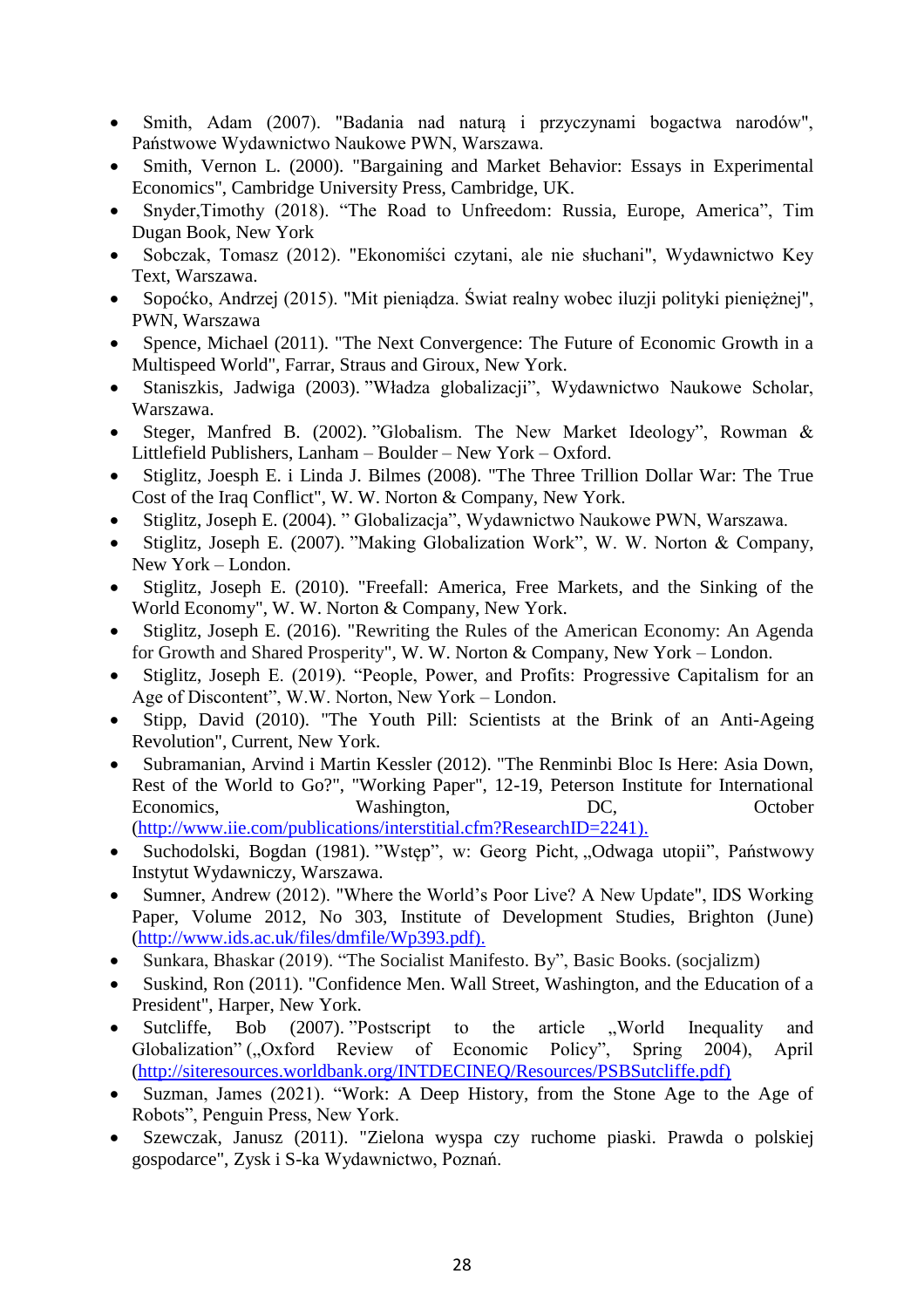- Smith, Adam (2007). "Badania nad naturą i przyczynami bogactwa narodów", Państwowe Wydawnictwo Naukowe PWN, Warszawa.
- Smith, Vernon L. (2000). "Bargaining and Market Behavior: Essays in Experimental Economics", Cambridge University Press, Cambridge, UK.
- Snyder,Timothy (2018). "The Road to Unfreedom: Russia, Europe, America", Tim Dugan Book, New York
- Sobczak, Tomasz (2012). "Ekonomiści czytani, ale nie słuchani", Wydawnictwo Key Text, Warszawa.
- Sopoćko, Andrzej (2015). "Mit pieniądza. Świat realny wobec iluzji polityki pieniężnej", PWN, Warszawa
- Spence, Michael (2011). "The Next Convergence: The Future of Economic Growth in a Multispeed World", Farrar, Straus and Giroux, New York.
- Staniszkis, Jadwiga (2003). "Władza globalizacji", Wydawnictwo Naukowe Scholar, Warszawa.
- Steger, Manfred B. (2002). "Globalism. The New Market Ideology", Rowman & Littlefield Publishers, Lanham – Boulder – New York – Oxford.
- Stiglitz, Joesph E. i Linda J. Bilmes (2008). "The Three Trillion Dollar War: The True Cost of the Iraq Conflict", W. W. Norton & Company, New York.
- Stiglitz, Joseph E. (2004). " Globalizacja", Wydawnictwo Naukowe PWN, Warszawa.
- Stiglitz, Joseph E. (2007). "Making Globalization Work", W. W. Norton & Company, New York – London.
- Stiglitz, Joseph E. (2010). "Freefall: America, Free Markets, and the Sinking of the World Economy", W. W. Norton & Company, New York.
- Stiglitz, Joseph E. (2016). "Rewriting the Rules of the American Economy: An Agenda for Growth and Shared Prosperity", W. W. Norton & Company, New York – London.
- Stiglitz, Joseph E. (2019). "People, Power, and Profits: Progressive Capitalism for an Age of Discontent", W.W. Norton, New York – London.
- Stipp, David (2010). "The Youth Pill: Scientists at the Brink of an Anti-Ageing Revolution", Current, New York.
- Subramanian, Arvind i Martin Kessler (2012). "The Renminbi Bloc Is Here: Asia Down, Rest of the World to Go?", "Working Paper", 12-19, Peterson Institute for International Economics, Washington, DC, October (http://www.iie.com/publications/interstitial.cfm?ResearchID=2241).
- Suchodolski, Bogdan (1981). "Wstęp", w: Georg Picht, „Odwaga utopii", Państwowy Instytut Wydawniczy, Warszawa.
- Sumner, Andrew (2012). "Where the World's Poor Live? A New Update", IDS Working Paper, Volume 2012, No 303, Institute of Development Studies, Brighton (June) (http://www.ids.ac.uk/files/dmfile/Wp393.pdf).
- Sunkara, Bhaskar (2019). "The Socialist Manifesto. By", Basic Books. (socjalizm)
- Suskind, Ron (2011). "Confidence Men. Wall Street, Washington, and the Education of a President", Harper, New York.
- Sutcliffe, Bob (2007). "Postscript to the article „World Inequality and Globalization" („Oxford Review of Economic Policy", Spring 2004), April (http://siteresources.worldbank.org/INTDECINEQ/Resources/PSBSutcliffe.pdf)
- Suzman, James (2021). "Work: A Deep History, from the Stone Age to the Age of Robots", Penguin Press, New York.
- Szewczak, Janusz (2011). "Zielona wyspa czy ruchome piaski. Prawda o polskiej gospodarce", Zysk i S-ka Wydawnictwo, Poznań.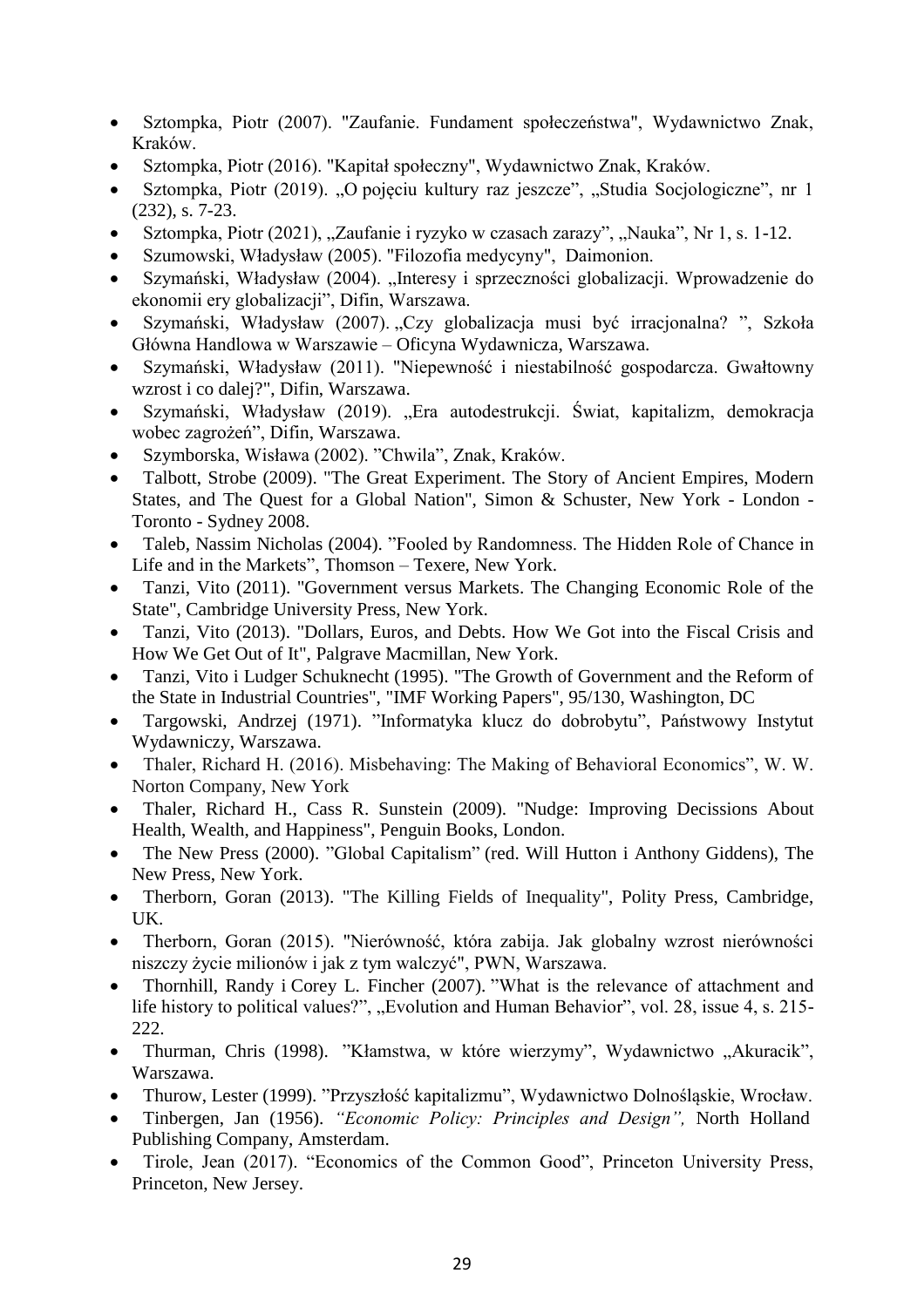- Sztompka, Piotr (2007). "Zaufanie. Fundament społeczeństwa", Wydawnictwo Znak, Kraków.
- Sztompka, Piotr (2016). "Kapitał społeczny", Wydawnictwo Znak, Kraków.
- Sztompka, Piotr (2019). „O pojęciu kultury raz jeszcze", „Studia Socjologiczne", nr 1 (232), s. 7-23.
- Sztompka, Piotr (2021), „Zaufanie i ryzyko w czasach zarazy", „Nauka", Nr 1, s. 1-12.
- Szumowski, Władysław (2005). "Filozofia medycyny", Daimonion.
- Szymański, Władysław (2004). „Interesy i sprzeczności globalizacji. Wprowadzenie do ekonomii ery globalizacji", Difin, Warszawa.
- Szymański, Władysław (2007). „Czy globalizacja musi być irracjonalna? ", Szkoła Główna Handlowa w Warszawie – Oficyna Wydawnicza, Warszawa.
- Szymański, Władysław (2011). "Niepewność i niestabilność gospodarcza. Gwałtowny wzrost i co dalej?", Difin, Warszawa.
- Szymański, Władysław (2019). „Era autodestrukcji. Świat, kapitalizm, demokracja wobec zagrożeń", Difin, Warszawa.
- Szymborska, Wisława (2002). "Chwila", Znak, Kraków.
- Talbott, Strobe (2009). "The Great Experiment. The Story of Ancient Empires, Modern States, and The Quest for a Global Nation", Simon & Schuster, New York - London - Toronto - Sydney 2008.
- Taleb, Nassim Nicholas (2004). "Fooled by Randomness. The Hidden Role of Chance in Life and in the Markets", Thomson – Texere, New York.
- Tanzi, Vito (2011). "Government versus Markets. The Changing Economic Role of the State", Cambridge University Press, New York.
- Tanzi, Vito (2013). "Dollars, Euros, and Debts. How We Got into the Fiscal Crisis and How We Get Out of It", Palgrave Macmillan, New York.
- Tanzi, Vito i Ludger Schuknecht (1995). "The Growth of Government and the Reform of the State in Industrial Countries", "IMF Working Papers", 95/130, Washington, DC
- Targowski, Andrzej (1971). "Informatyka klucz do dobrobytu", Państwowy Instytut Wydawniczy, Warszawa.
- Thaler, Richard H. (2016). Misbehaving: The Making of Behavioral Economics", W. W. Norton Company, New York
- Thaler, Richard H., Cass R. Sunstein (2009). "Nudge: Improving Decissions About Health, Wealth, and Happiness", Penguin Books, London.
- The New Press (2000). "Global Capitalism" (red. Will Hutton i Anthony Giddens), The New Press, New York.
- Therborn, Goran (2013). "The Killing Fields of Inequality", Polity Press, Cambridge, UK.
- Therborn, Goran (2015). "Nierówność, która zabija. Jak globalny wzrost nierówności niszczy życie milionów i jak z tym walczyć", PWN, Warszawa.
- Thornhill, Randy i Corey L. Fincher (2007). "What is the relevance of attachment and life history to political values?", „Evolution and Human Behavior", vol. 28, issue 4, s. 215-222.
- Thurman, Chris (1998). "Kłamstwa, w które wierzymy", Wydawnictwo „Akuracik", Warszawa.
- Thurow, Lester (1999). "Przyszłość kapitalizmu", Wydawnictwo Dolnośląskie, Wrocław.
- Tinbergen, Jan (1956). *"Economic Policy: Principles and Design",* North Holland Publishing Company, Amsterdam.
- Tirole, Jean (2017). "Economics of the Common Good", Princeton University Press, Princeton, New Jersey.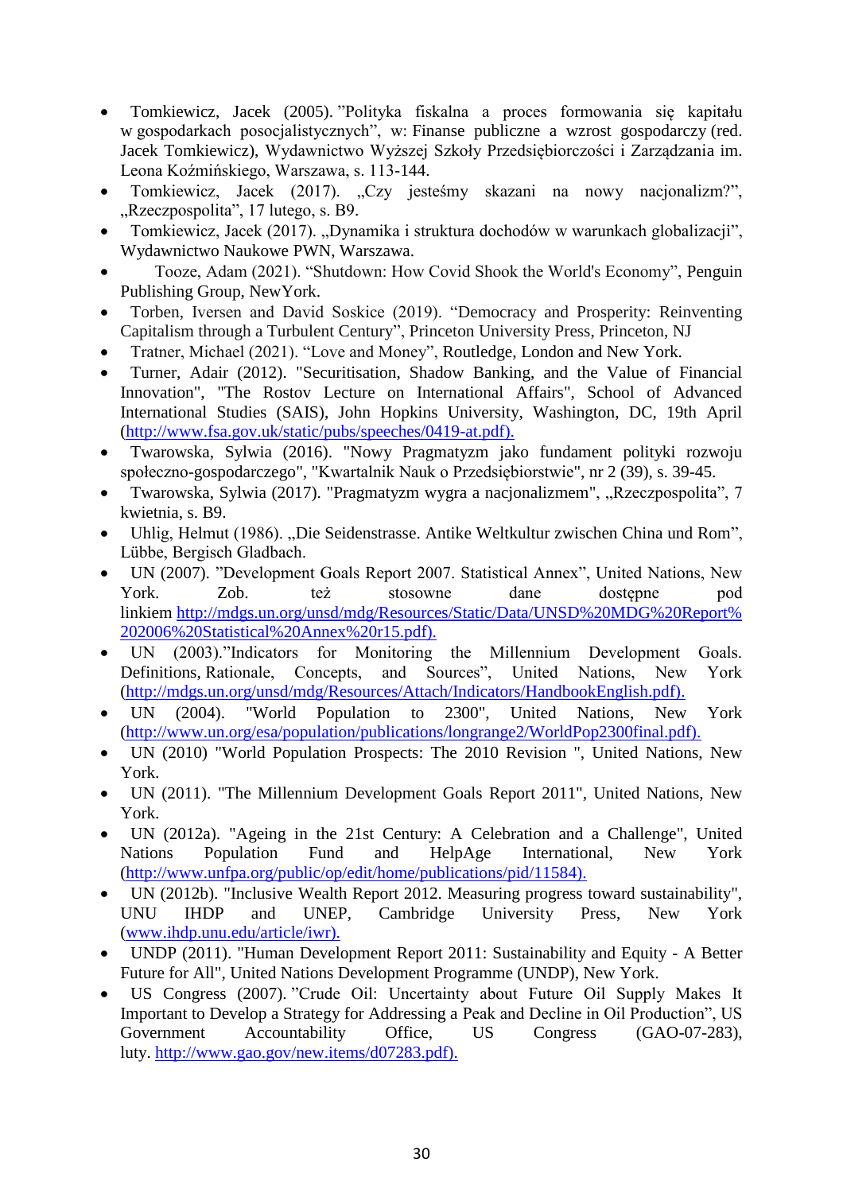- Tomkiewicz, Jacek (2005). "Polityka fiskalna a proces formowania się kapitału w gospodarkach posocjalistycznych", w: Finanse publiczne a wzrost gospodarczy (red. Jacek Tomkiewicz), Wydawnictwo Wyższej Szkoły Przedsiębiorczości i Zarządzania im. Leona Koźmińskiego, Warszawa, s. 113-144.
- Tomkiewicz, Jacek (2017). „Czy jesteśmy skazani na nowy nacjonalizm?", „Rzeczpospolita", 17 lutego, s. B9.
- Tomkiewicz, Jacek (2017). „Dynamika i struktura dochodów w warunkach globalizacji", Wydawnictwo Naukowe PWN, Warszawa.
- Tooze, Adam (2021). "Shutdown: How Covid Shook the World's Economy", Penguin Publishing Group, NewYork.
- Torben, Iversen and David Soskice (2019). "Democracy and Prosperity: Reinventing Capitalism through a Turbulent Century", Princeton University Press, Princeton, NJ
- Tratner, Michael (2021). "Love and Money", Routledge, London and New York.
- Turner, Adair (2012). "Securitisation, Shadow Banking, and the Value of Financial Innovation", "The Rostov Lecture on International Affairs", School of Advanced International Studies (SAIS), John Hopkins University, Washington, DC, 19th April (http://www.fsa.gov.uk/static/pubs/speeches/0419-at.pdf).
- Twarowska, Sylwia (2016). "Nowy Pragmatyzm jako fundament polityki rozwoju społeczno-gospodarczego", "Kwartalnik Nauk o Przedsiębiorstwie", nr 2 (39), s. 39-45.
- Twarowska, Sylwia (2017). "Pragmatyzm wygra a nacjonalizmem", „Rzeczpospolita", 7 kwietnia, s. B9.
- Uhlig, Helmut (1986). „Die Seidenstrasse. Antike Weltkultur zwischen China und Rom", Lübbe, Bergisch Gladbach.
- UN (2007). "Development Goals Report 2007. Statistical Annex", United Nations, New York. Zob. też stosowne dane dostępne pod linkiem http://mdgs.un.org/unsd/mdg/Resources/Static/Data/UNSD%20MDG%20Report%202006%20Statistical%20Annex%20r15.pdf).
- UN (2003)."Indicators for Monitoring the Millennium Development Goals. Definitions, Rationale, Concepts, and Sources", United Nations, New York (http://mdgs.un.org/unsd/mdg/Resources/Attach/Indicators/HandbookEnglish.pdf).
- UN (2004). "World Population to 2300", United Nations, New York (http://www.un.org/esa/population/publications/longrange2/WorldPop2300final.pdf).
- UN (2010) "World Population Prospects: The 2010 Revision ", United Nations, New York.
- UN (2011). "The Millennium Development Goals Report 2011", United Nations, New York.
- UN (2012a). "Ageing in the 21st Century: A Celebration and a Challenge", United Nations Population Fund and HelpAge International, New York (http://www.unfpa.org/public/op/edit/home/publications/pid/11584).
- UN (2012b). "Inclusive Wealth Report 2012. Measuring progress toward sustainability", UNU IHDP and UNEP, Cambridge University Press, New York (www.ihdp.unu.edu/article/iwr).
- UNDP (2011). "Human Development Report 2011: Sustainability and Equity - A Better Future for All", United Nations Development Programme (UNDP), New York.
- US Congress (2007). "Crude Oil: Uncertainty about Future Oil Supply Makes It Important to Develop a Strategy for Addressing a Peak and Decline in Oil Production", US Government Accountability Office, US Congress (GAO-07-283), luty. http://www.gao.gov/new.items/d07283.pdf).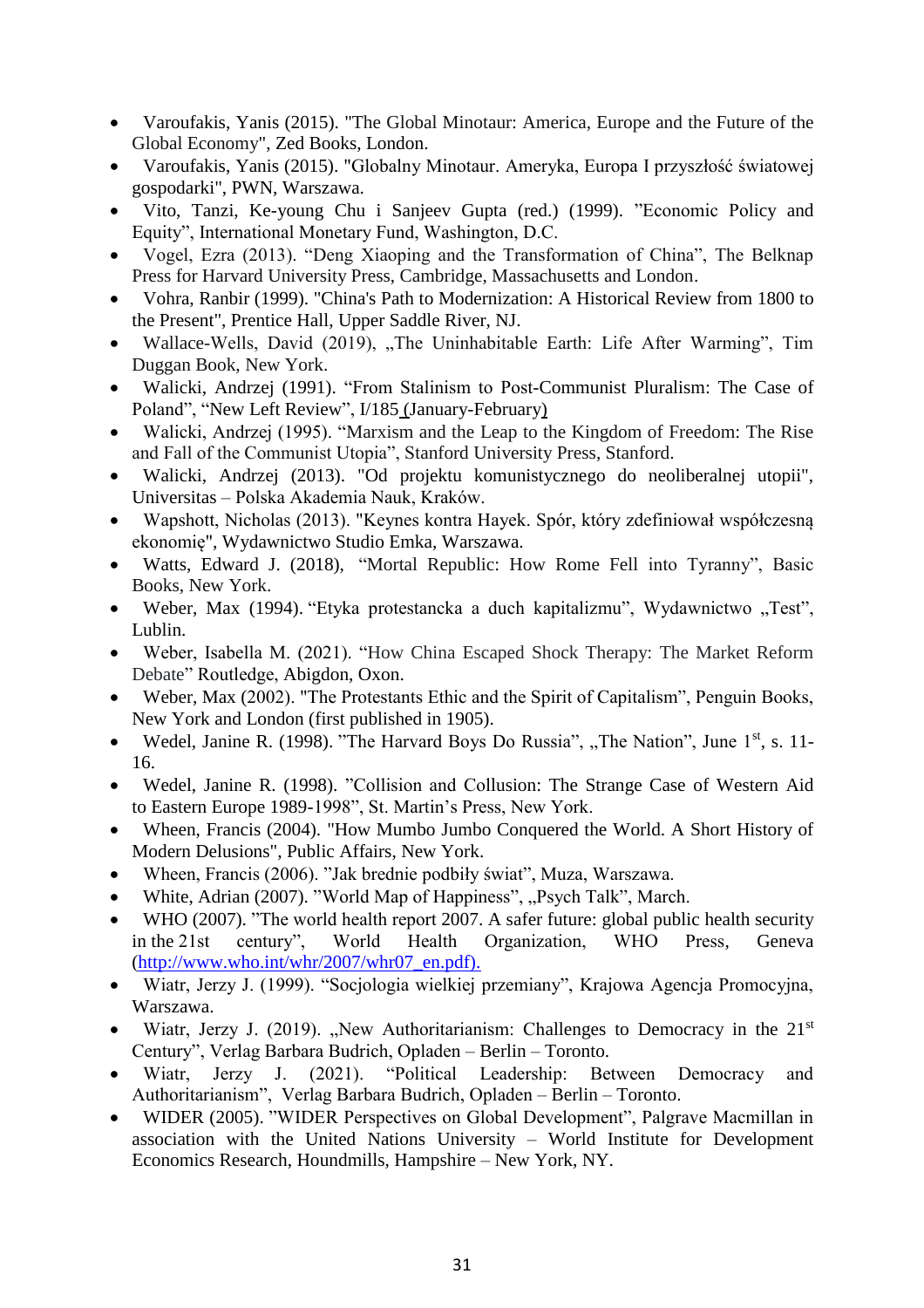- Varoufakis, Yanis (2015). "The Global Minotaur: America, Europe and the Future of the Global Economy", Zed Books, London.
- Varoufakis, Yanis (2015). "Globalny Minotaur. Ameryka, Europa I przyszłość światowej gospodarki", PWN, Warszawa.
- Vito, Tanzi, Ke-young Chu i Sanjeev Gupta (red.) (1999). "Economic Policy and Equity", International Monetary Fund, Washington, D.C.
- Vogel, Ezra (2013). "Deng Xiaoping and the Transformation of China", The Belknap Press for Harvard University Press, Cambridge, Massachusetts and London.
- Vohra, Ranbir (1999). "China's Path to Modernization: A Historical Review from 1800 to the Present", Prentice Hall, Upper Saddle River, NJ.
- Wallace-Wells, David (2019), „The Uninhabitable Earth: Life After Warming", Tim Duggan Book, New York.
- Walicki, Andrzej (1991). "From Stalinism to Post-Communist Pluralism: The Case of Poland", "New Left Review", I/185 (January-February)
- Walicki, Andrzej (1995). "Marxism and the Leap to the Kingdom of Freedom: The Rise and Fall of the Communist Utopia", Stanford University Press, Stanford.
- Walicki, Andrzej (2013). "Od projektu komunistycznego do neoliberalnej utopii", Universitas – Polska Akademia Nauk, Kraków.
- Wapshott, Nicholas (2013). "Keynes kontra Hayek. Spór, który zdefiniował współczesną ekonomię", Wydawnictwo Studio Emka, Warszawa.
- Watts, Edward J. (2018), "Mortal Republic: How Rome Fell into Tyranny", Basic Books, New York.
- Weber, Max (1994). "Etyka protestancka a duch kapitalizmu", Wydawnictwo „Test", Lublin.
- Weber, Isabella M. (2021). "How China Escaped Shock Therapy: The Market Reform Debate" Routledge, Abigdon, Oxon.
- Weber, Max (2002). "The Protestants Ethic and the Spirit of Capitalism", Penguin Books, New York and London (first published in 1905).
- Wedel, Janine R. (1998). "The Harvard Boys Do Russia", „The Nation", June 1st, s. 11-16.
- Wedel, Janine R. (1998). "Collision and Collusion: The Strange Case of Western Aid to Eastern Europe 1989-1998", St. Martin's Press, New York.
- Wheen, Francis (2004). "How Mumbo Jumbo Conquered the World. A Short History of Modern Delusions", Public Affairs, New York.
- Wheen, Francis (2006). "Jak brednie podbiły świat", Muza, Warszawa.
- White, Adrian (2007). "World Map of Happiness", „Psych Talk", March.
- WHO (2007). "The world health report 2007. A safer future: global public health security in the 21st century", World Health Organization, WHO Press, Geneva (http://www.who.int/whr/2007/whr07_en.pdf).
- Wiatr, Jerzy J. (1999). "Socjologia wielkiej przemiany", Krajowa Agencja Promocyjna, Warszawa.
- Wiatr, Jerzy J. (2019). „New Authoritarianism: Challenges to Democracy in the 21st Century", Verlag Barbara Budrich, Opladen – Berlin – Toronto.
- Wiatr, Jerzy J. (2021). "Political Leadership: Between Democracy and Authoritarianism", Verlag Barbara Budrich, Opladen – Berlin – Toronto.
- WIDER (2005). "WIDER Perspectives on Global Development", Palgrave Macmillan in association with the United Nations University – World Institute for Development Economics Research, Houndmills, Hampshire – New York, NY.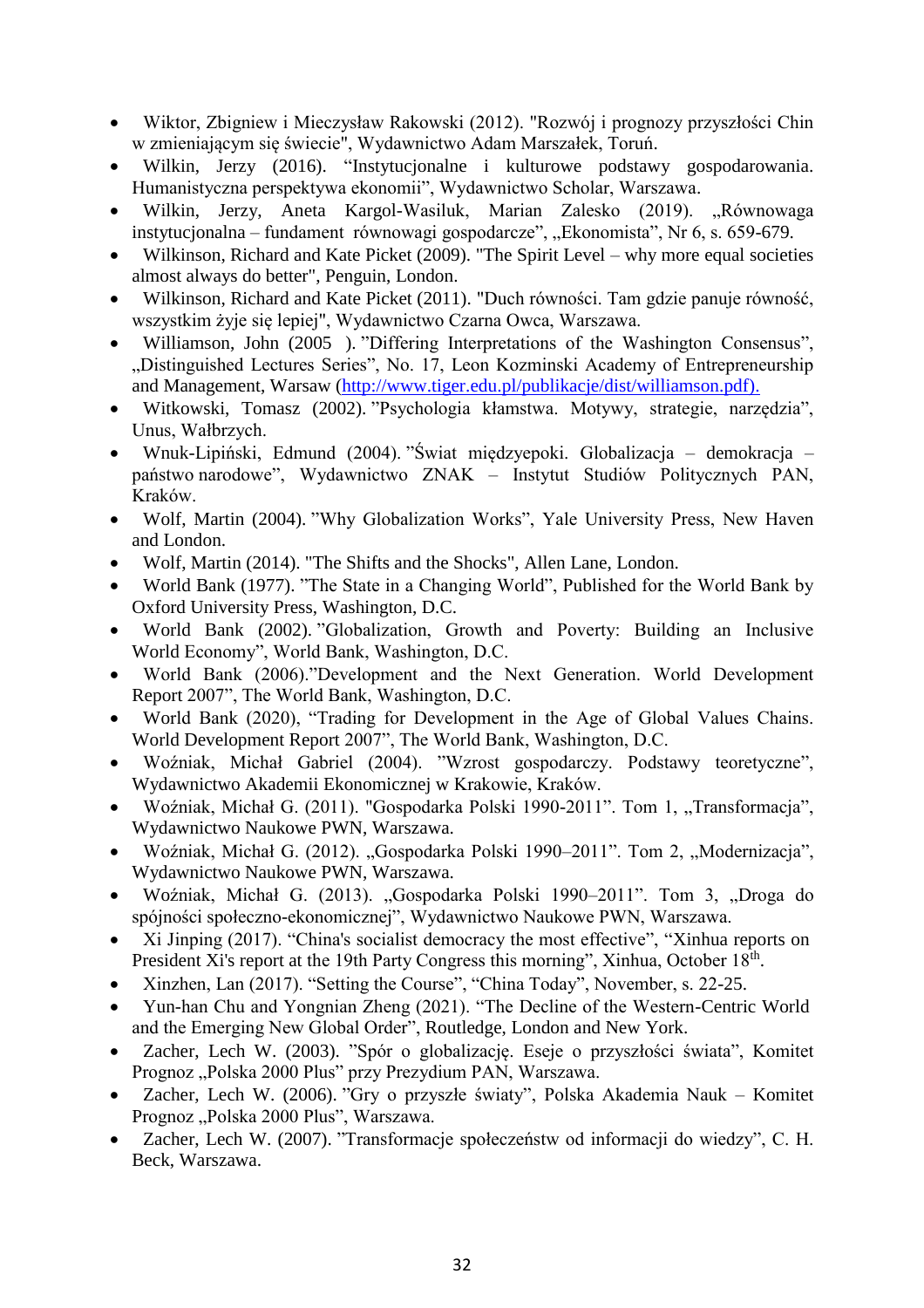- Wiktor, Zbigniew i Mieczysław Rakowski (2012). "Rozwój i prognozy przyszłości Chin w zmieniającym się świecie", Wydawnictwo Adam Marszałek, Toruń.
- Wilkin, Jerzy (2016). "Instytucjonalne i kulturowe podstawy gospodarowania. Humanistyczna perspektywa ekonomii", Wydawnictwo Scholar, Warszawa.
- Wilkin, Jerzy, Aneta Kargol-Wasiluk, Marian Zalesko (2019). „Równowaga instytucjonalna – fundament równowagi gospodarcze", „Ekonomista", Nr 6, s. 659-679.
- Wilkinson, Richard and Kate Picket (2009). "The Spirit Level – why more equal societies almost always do better", Penguin, London.
- Wilkinson, Richard and Kate Picket (2011). "Duch równości. Tam gdzie panuje równość, wszystkim żyje się lepiej", Wydawnictwo Czarna Owca, Warszawa.
- Williamson, John (2005 ). "Differing Interpretations of the Washington Consensus", „Distinguished Lectures Series", No. 17, Leon Kozminski Academy of Entrepreneurship and Management, Warsaw (http://www.tiger.edu.pl/publikacje/dist/williamson.pdf).
- Witkowski, Tomasz (2002). "Psychologia kłamstwa. Motywy, strategie, narzędzia", Unus, Wałbrzych.
- Wnuk-Lipiński, Edmund (2004). "Świat międzyepoki. Globalizacja – demokracja – państwo narodowe", Wydawnictwo ZNAK – Instytut Studiów Politycznych PAN, Kraków.
- Wolf, Martin (2004). "Why Globalization Works", Yale University Press, New Haven and London.
- Wolf, Martin (2014). "The Shifts and the Shocks", Allen Lane, London.
- World Bank (1977). "The State in a Changing World", Published for the World Bank by Oxford University Press, Washington, D.C.
- World Bank (2002). "Globalization, Growth and Poverty: Building an Inclusive World Economy", World Bank, Washington, D.C.
- World Bank (2006)."Development and the Next Generation. World Development Report 2007", The World Bank, Washington, D.C.
- World Bank (2020), "Trading for Development in the Age of Global Values Chains. World Development Report 2007", The World Bank, Washington, D.C.
- Woźniak, Michał Gabriel (2004). "Wzrost gospodarczy. Podstawy teoretyczne", Wydawnictwo Akademii Ekonomicznej w Krakowie, Kraków.
- Woźniak, Michał G. (2011). "Gospodarka Polski 1990-2011". Tom 1, „Transformacja", Wydawnictwo Naukowe PWN, Warszawa.
- Woźniak, Michał G. (2012). „Gospodarka Polski 1990–2011". Tom 2, „Modernizacja", Wydawnictwo Naukowe PWN, Warszawa.
- Woźniak, Michał G. (2013). „Gospodarka Polski 1990–2011". Tom 3, „Droga do spójności społeczno-ekonomicznej", Wydawnictwo Naukowe PWN, Warszawa.
- Xi Jinping (2017). "China's socialist democracy the most effective", "Xinhua reports on President Xi's report at the 19th Party Congress this morning", Xinhua, October 18th.
- Xinzhen, Lan (2017). "Setting the Course", "China Today", November, s. 22-25.
- Yun-han Chu and Yongnian Zheng (2021). "The Decline of the Western-Centric World and the Emerging New Global Order", Routledge, London and New York.
- Zacher, Lech W. (2003). "Spór o globalizację. Eseje o przyszłości świata", Komitet Prognoz „Polska 2000 Plus" przy Prezydium PAN, Warszawa.
- Zacher, Lech W. (2006). "Gry o przyszłe światy", Polska Akademia Nauk – Komitet Prognoz „Polska 2000 Plus", Warszawa.
- Zacher, Lech W. (2007). "Transformacje społeczeństw od informacji do wiedzy", C. H. Beck, Warszawa.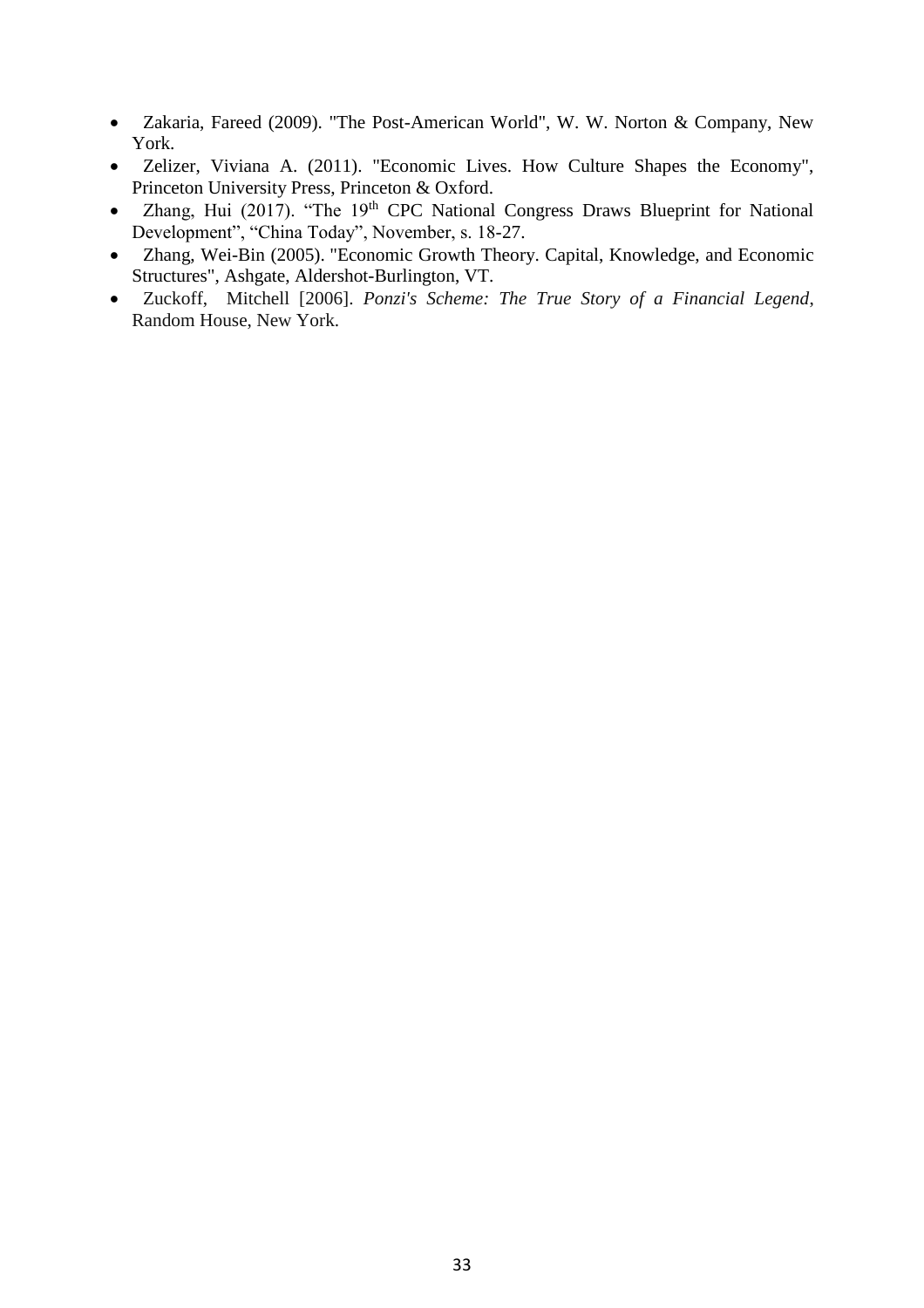- Zakaria, Fareed (2009). "The Post-American World", W. W. Norton & Company, New York.
- Zelizer, Viviana A. (2011). "Economic Lives. How Culture Shapes the Economy", Princeton University Press, Princeton & Oxford.
- Zhang, Hui (2017). "The 19th CPC National Congress Draws Blueprint for National Development", "China Today", November, s. 18-27.
- Zhang, Wei-Bin (2005). "Economic Growth Theory. Capital, Knowledge, and Economic Structures", Ashgate, Aldershot-Burlington, VT.
- Zuckoff, Mitchell [2006]. *Ponzi's Scheme: The True Story of a Financial Legend*, Random House, New York.